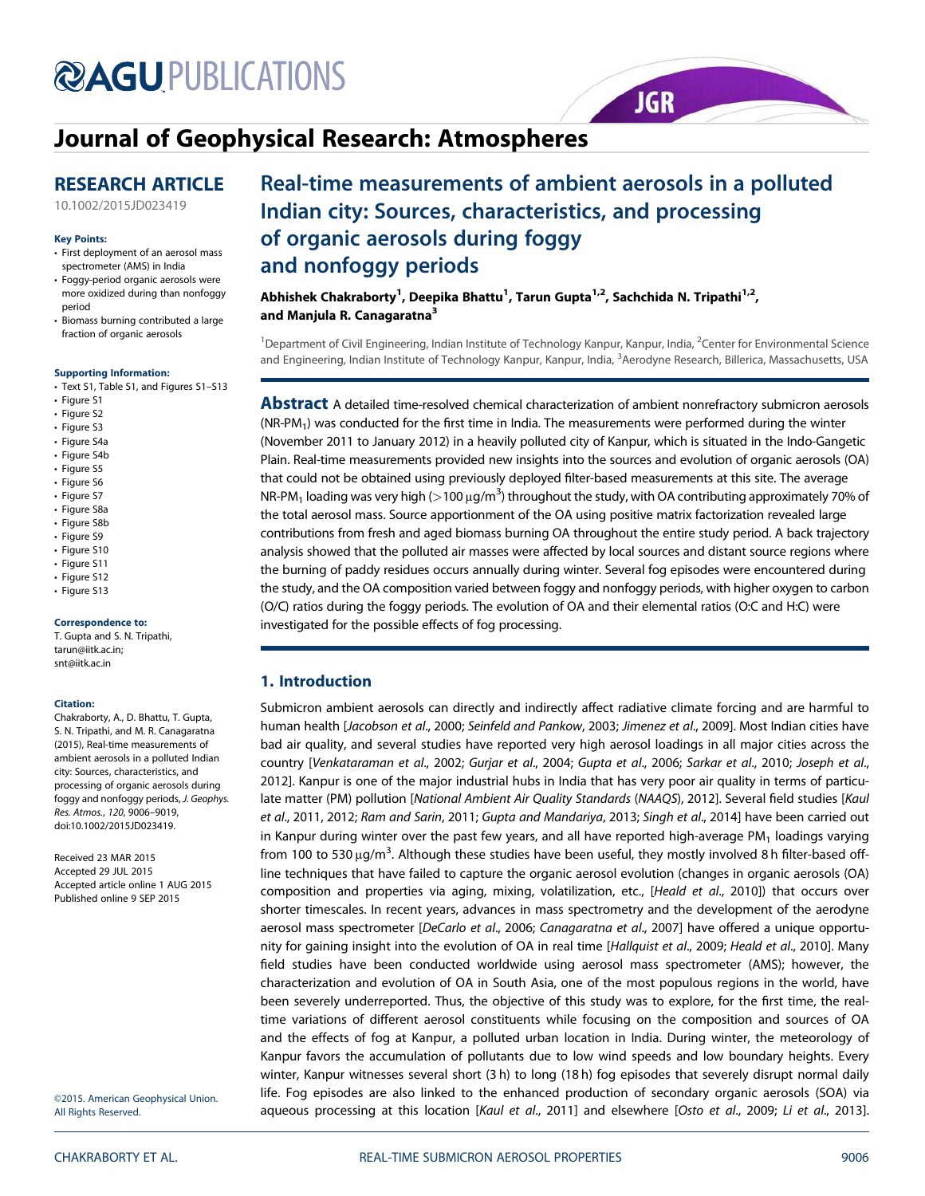# Journal of Geophysical Research: Atmospheres

## RESEARCH ARTICLE

10.1002/2015JD023419

**Key Points:**

- First deployment of an aerosol mass spectrometer (AMS) in India
- Foggy-period organic aerosols were more oxidized during than nonfoggy period
- Biomass burning contributed a large fraction of organic aerosols

**Supporting Information:**

- Text S1, Table S1, and Figures S1–S13
- Figure S1
- Figure S2
- Figure S3
- Figure S4a
- Figure S4b
- Figure S5
- Figure S6
- Figure S7
- Figure S8a
- Figure S8b
- Figure S9
- Figure S10
- Figure S11
- Figure S12
- Figure S13

**Correspondence to:**

T. Gupta and S. N. Tripathi,
tarun@iitk.ac.in;
snt@iitk.ac.in

**Citation:**

Chakraborty, A., D. Bhattu, T. Gupta, S. N. Tripathi, and M. R. Canagaratna (2015), Real-time measurements of ambient aerosols in a polluted Indian city: Sources, characteristics, and processing of organic aerosols during foggy and nonfoggy periods, *J. Geophys. Res. Atmos.*, *120*, 9006–9019, doi:10.1002/2015JD023419.

Received 23 MAR 2015
Accepted 29 JUL 2015
Accepted article online 1 AUG 2015
Published online 9 SEP 2015

©2015. American Geophysical Union. All Rights Reserved.

# Real-time measurements of ambient aerosols in a polluted Indian city: Sources, characteristics, and processing of organic aerosols during foggy and nonfoggy periods

**Abhishek Chakraborty[1], Deepika Bhattu[1], Tarun Gupta[1,2], Sachchida N. Tripathi[1,2], and Manjula R. Canagaratna[3]**

[1]Department of Civil Engineering, Indian Institute of Technology Kanpur, Kanpur, India, [2]Center for Environmental Science and Engineering, Indian Institute of Technology Kanpur, Kanpur, India, [3]Aerodyne Research, Billerica, Massachusetts, USA

**Abstract** A detailed time-resolved chemical characterization of ambient nonrefractory submicron aerosols (NR-$PM_1$) was conducted for the first time in India. The measurements were performed during the winter (November 2011 to January 2012) in a heavily polluted city of Kanpur, which is situated in the Indo-Gangetic Plain. Real-time measurements provided new insights into the sources and evolution of organic aerosols (OA) that could not be obtained using previously deployed filter-based measurements at this site. The average NR-$PM_1$ loading was very high (>100 μg/m$^3$) throughout the study, with OA contributing approximately 70% of the total aerosol mass. Source apportionment of the OA using positive matrix factorization revealed large contributions from fresh and aged biomass burning OA throughout the entire study period. A back trajectory analysis showed that the polluted air masses were affected by local sources and distant source regions where the burning of paddy residues occurs annually during winter. Several fog episodes were encountered during the study, and the OA composition varied between foggy and nonfoggy periods, with higher oxygen to carbon (O/C) ratios during the foggy periods. The evolution of OA and their elemental ratios (O:C and H:C) were investigated for the possible effects of fog processing.

## 1. Introduction

Submicron ambient aerosols can directly and indirectly affect radiative climate forcing and are harmful to human health [*Jacobson et al*., 2000; *Seinfeld and Pankow*, 2003; *Jimenez et al*., 2009]. Most Indian cities have bad air quality, and several studies have reported very high aerosol loadings in all major cities across the country [*Venkataraman et al*., 2002; *Gurjar et al*., 2004; *Gupta et al*., 2006; *Sarkar et al*., 2010; *Joseph et al*., 2012]. Kanpur is one of the major industrial hubs in India that has very poor air quality in terms of particulate matter (PM) pollution [*National Ambient Air Quality Standards (NAAQS)*, 2012]. Several field studies [*Kaul et al*., 2011, 2012; *Ram and Sarin*, 2011; *Gupta and Mandariya*, 2013; *Singh et al*., 2014] have been carried out in Kanpur during winter over the past few years, and all have reported high-average $PM_1$ loadings varying from 100 to 530 μg/m$^3$. Although these studies have been useful, they mostly involved 8 h filter-based offline techniques that have failed to capture the organic aerosol evolution (changes in organic aerosols (OA) composition and properties via aging, mixing, volatilization, etc., [*Heald et al*., 2010]) that occurs over shorter timescales. In recent years, advances in mass spectrometry and the development of the aerodyne aerosol mass spectrometer [*DeCarlo et al*., 2006; *Canagaratna et al*., 2007] have offered a unique opportunity for gaining insight into the evolution of OA in real time [*Hallquist et al*., 2009; *Heald et al*., 2010]. Many field studies have been conducted worldwide using aerosol mass spectrometer (AMS); however, the characterization and evolution of OA in South Asia, one of the most populous regions in the world, have been severely underreported. Thus, the objective of this study was to explore, for the first time, the real-time variations of different aerosol constituents while focusing on the composition and sources of OA and the effects of fog at Kanpur, a polluted urban location in India. During winter, the meteorology of Kanpur favors the accumulation of pollutants due to low wind speeds and low boundary heights. Every winter, Kanpur witnesses several short (3 h) to long (18 h) fog episodes that severely disrupt normal daily life. Fog episodes are also linked to the enhanced production of secondary organic aerosols (SOA) via aqueous processing at this location [*Kaul et al*., 2011] and elsewhere [*Osto et al*., 2009; *Li et al*., 2013].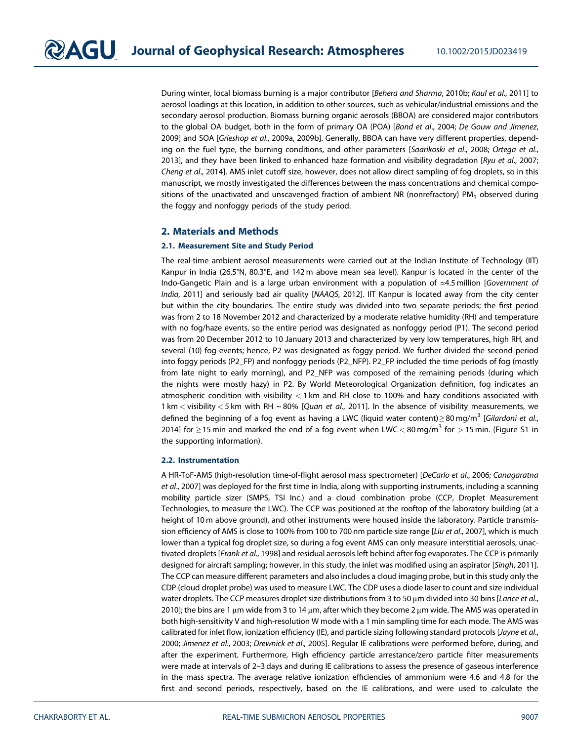During winter, local biomass burning is a major contributor [*Behera and Sharma*, 2010b; *Kaul et al.*, 2011] to aerosol loadings at this location, in addition to other sources, such as vehicular/industrial emissions and the secondary aerosol production. Biomass burning organic aerosols (BBOA) are considered major contributors to the global OA budget, both in the form of primary OA (POA) [*Bond et al.*, 2004; *De Gouw and Jimenez*, 2009] and SOA [*Grieshop et al.*, 2009a, 2009b]. Generally, BBOA can have very different properties, depending on the fuel type, the burning conditions, and other parameters [*Saarikoski et al.*, 2008; *Ortega et al.*, 2013], and they have been linked to enhanced haze formation and visibility degradation [*Ryu et al.*, 2007; *Cheng et al.*, 2014]. AMS inlet cutoff size, however, does not allow direct sampling of fog droplets, so in this manuscript, we mostly investigated the differences between the mass concentrations and chemical compositions of the unactivated and unscavenged fraction of ambient NR (nonrefractory) $PM_1$ observed during the foggy and nonfoggy periods of the study period.

## 2. Materials and Methods

### 2.1. Measurement Site and Study Period

The real-time ambient aerosol measurements were carried out at the Indian Institute of Technology (IIT) Kanpur in India (26.5°N, 80.3°E, and 142 m above mean sea level). Kanpur is located in the center of the Indo-Gangetic Plain and is a large urban environment with a population of ≃4.5 million [*Government of India*, 2011] and seriously bad air quality [*NAAQS*, 2012]. IIT Kanpur is located away from the city center but within the city boundaries. The entire study was divided into two separate periods; the first period was from 2 to 18 November 2012 and characterized by a moderate relative humidity (RH) and temperature with no fog/haze events, so the entire period was designated as nonfoggy period (P1). The second period was from 20 December 2012 to 10 January 2013 and characterized by very low temperatures, high RH, and several (10) fog events; hence, P2 was designated as foggy period. We further divided the second period into foggy periods (P2_FP) and nonfoggy periods (P2_NFP). P2_FP included the time periods of fog (mostly from late night to early morning), and P2_NFP was composed of the remaining periods (during which the nights were mostly hazy) in P2. By World Meteorological Organization definition, fog indicates an atmospheric condition with visibility $<1$ km and RH close to 100% and hazy conditions associated with 1 km $<$ visibility $<5$ km with RH ~80% [*Quan et al.*, 2011]. In the absence of visibility measurements, we defined the beginning of a fog event as having a LWC (liquid water content) $\geq 80\ mg/m^3$ [*Gilardoni et al.*, 2014] for $\geq 15$ min and marked the end of a fog event when LWC $< 80\ mg/m^3$ for $> 15$ min. (Figure S1 in the supporting information).

### 2.2. Instrumentation

A HR-ToF-AMS (high-resolution time-of-flight aerosol mass spectrometer) [*DeCarlo et al.*, 2006; *Canagaratna et al.*, 2007] was deployed for the first time in India, along with supporting instruments, including a scanning mobility particle sizer (SMPS, TSI Inc.) and a cloud combination probe (CCP, Droplet Measurement Technologies, to measure the LWC). The CCP was positioned at the rooftop of the laboratory building (at a height of 10 m above ground), and other instruments were housed inside the laboratory. Particle transmission efficiency of AMS is close to 100% from 100 to 700 nm particle size range [*Liu et al.*, 2007], which is much lower than a typical fog droplet size, so during a fog event AMS can only measure interstitial aerosols, unactivated droplets [*Frank et al.*, 1998] and residual aerosols left behind after fog evaporates. The CCP is primarily designed for aircraft sampling; however, in this study, the inlet was modified using an aspirator [*Singh*, 2011]. The CCP can measure different parameters and also includes a cloud imaging probe, but in this study only the CDP (cloud droplet probe) was used to measure LWC. The CDP uses a diode laser to count and size individual water droplets. The CCP measures droplet size distributions from 3 to 50 μm divided into 30 bins [*Lance et al.*, 2010]; the bins are 1 μm wide from 3 to 14 μm, after which they become 2 μm wide. The AMS was operated in both high-sensitivity V and high-resolution W mode with a 1 min sampling time for each mode. The AMS was calibrated for inlet flow, ionization efficiency (IE), and particle sizing following standard protocols [*Jayne et al.*, 2000; *Jimenez et al.*, 2003; *Drewnick et al.*, 2005]. Regular IE calibrations were performed before, during, and after the experiment. Furthermore, High efficiency particle arrestance/zero particle filter measurements were made at intervals of 2–3 days and during IE calibrations to assess the presence of gaseous interference in the mass spectra. The average relative ionization efficiencies of ammonium were 4.6 and 4.8 for the first and second periods, respectively, based on the IE calibrations, and were used to calculate the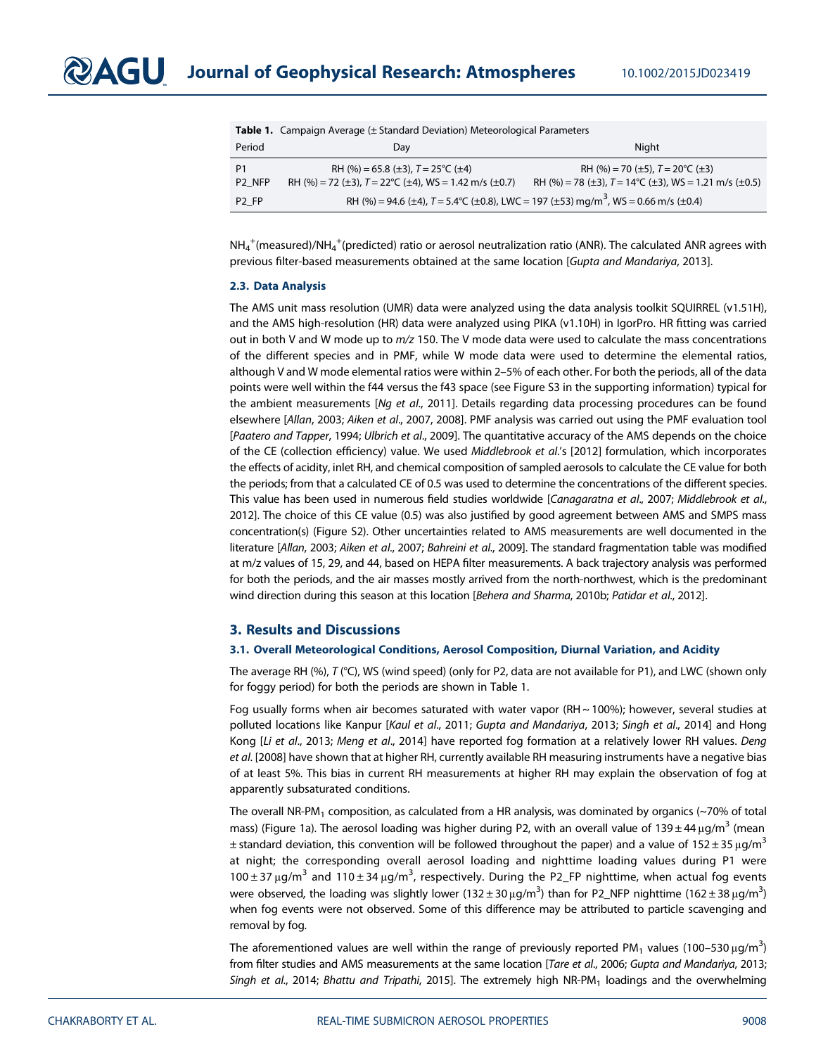**Table 1.** Campaign Average (± Standard Deviation) Meteorological Parameters

| Period | Day | Night |
|---|---|---|
| P1 | RH (%) = 65.8 (±3), $T$ = 25°C (±4) | RH (%) = 70 (±5), $T$ = 20°C (±3) |
| P2_NFP | RH (%) = 72 (±3), $T$ = 22°C (±4), WS = 1.42 m/s (±0.7) | RH (%) = 78 (±3), $T$ = 14°C (±3), WS = 1.21 m/s (±0.5) |
| P2_FP | RH (%) = 94.6 (±4), $T$ = 5.4°C (±0.8), LWC = 197 (±53) mg/m$^3$, WS = 0.66 m/s (±0.4) | |

$NH_4^+$(measured)/$NH_4^+$(predicted) ratio or aerosol neutralization ratio (ANR). The calculated ANR agrees with previous filter-based measurements obtained at the same location [*Gupta and Mandariya*, 2013].

### 2.3. Data Analysis

The AMS unit mass resolution (UMR) data were analyzed using the data analysis toolkit SQUIRREL (v1.51H), and the AMS high-resolution (HR) data were analyzed using PIKA (v1.10H) in IgorPro. HR fitting was carried out in both V and W mode up to *m/z* 150. The V mode data were used to calculate the mass concentrations of the different species and in PMF, while W mode data were used to determine the elemental ratios, although V and W mode elemental ratios were within 2–5% of each other. For both the periods, all of the data points were well within the f44 versus the f43 space (see Figure S3 in the supporting information) typical for the ambient measurements [*Ng et al*., 2011]. Details regarding data processing procedures can be found elsewhere [*Allan*, 2003; *Aiken et al*., 2007, 2008]. PMF analysis was carried out using the PMF evaluation tool [*Paatero and Tapper*, 1994; *Ulbrich et al*., 2009]. The quantitative accuracy of the AMS depends on the choice of the CE (collection efficiency) value. We used *Middlebrook et al*.'s [2012] formulation, which incorporates the effects of acidity, inlet RH, and chemical composition of sampled aerosols to calculate the CE value for both the periods; from that a calculated CE of 0.5 was used to determine the concentrations of the different species. This value has been used in numerous field studies worldwide [*Canagaratna et al*., 2007; *Middlebrook et al*., 2012]. The choice of this CE value (0.5) was also justified by good agreement between AMS and SMPS mass concentration(s) (Figure S2). Other uncertainties related to AMS measurements are well documented in the literature [*Allan*, 2003; *Aiken et al*., 2007; *Bahreini et al*., 2009]. The standard fragmentation table was modified at m/z values of 15, 29, and 44, based on HEPA filter measurements. A back trajectory analysis was performed for both the periods, and the air masses mostly arrived from the north-northwest, which is the predominant wind direction during this season at this location [*Behera and Sharma*, 2010b; *Patidar et al*., 2012].

## 3. Results and Discussions

### 3.1. Overall Meteorological Conditions, Aerosol Composition, Diurnal Variation, and Acidity

The average RH (%), $T$ (°C), WS (wind speed) (only for P2, data are not available for P1), and LWC (shown only for foggy period) for both the periods are shown in Table 1.

Fog usually forms when air becomes saturated with water vapor (RH ~ 100%); however, several studies at polluted locations like Kanpur [*Kaul et al*., 2011; *Gupta and Mandariya*, 2013; *Singh et al*., 2014] and Hong Kong [*Li et al*., 2013; *Meng et al*., 2014] have reported fog formation at a relatively lower RH values. *Deng et al*. [2008] have shown that at higher RH, currently available RH measuring instruments have a negative bias of at least 5%. This bias in current RH measurements at higher RH may explain the observation of fog at apparently subsaturated conditions.

The overall NR-$PM_1$ composition, as calculated from a HR analysis, was dominated by organics (~70% of total mass) (Figure 1a). The aerosol loading was higher during P2, with an overall value of 139 ± 44 μg/m$^3$ (mean ± standard deviation, this convention will be followed throughout the paper) and a value of 152 ± 35 μg/m$^3$ at night; the corresponding overall aerosol loading and nighttime loading values during P1 were 100 ± 37 μg/m$^3$ and 110 ± 34 μg/m$^3$, respectively. During the P2_FP nighttime, when actual fog events were observed, the loading was slightly lower (132 ± 30 μg/m$^3$) than for P2_NFP nighttime (162 ± 38 μg/m$^3$) when fog events were not observed. Some of this difference may be attributed to particle scavenging and removal by fog.

The aforementioned values are well within the range of previously reported $PM_1$ values (100–530 μg/m$^3$) from filter studies and AMS measurements at the same location [*Tare et al*., 2006; *Gupta and Mandariya*, 2013; *Singh et al*., 2014; *Bhattu and Tripathi*, 2015]. The extremely high NR-$PM_1$ loadings and the overwhelming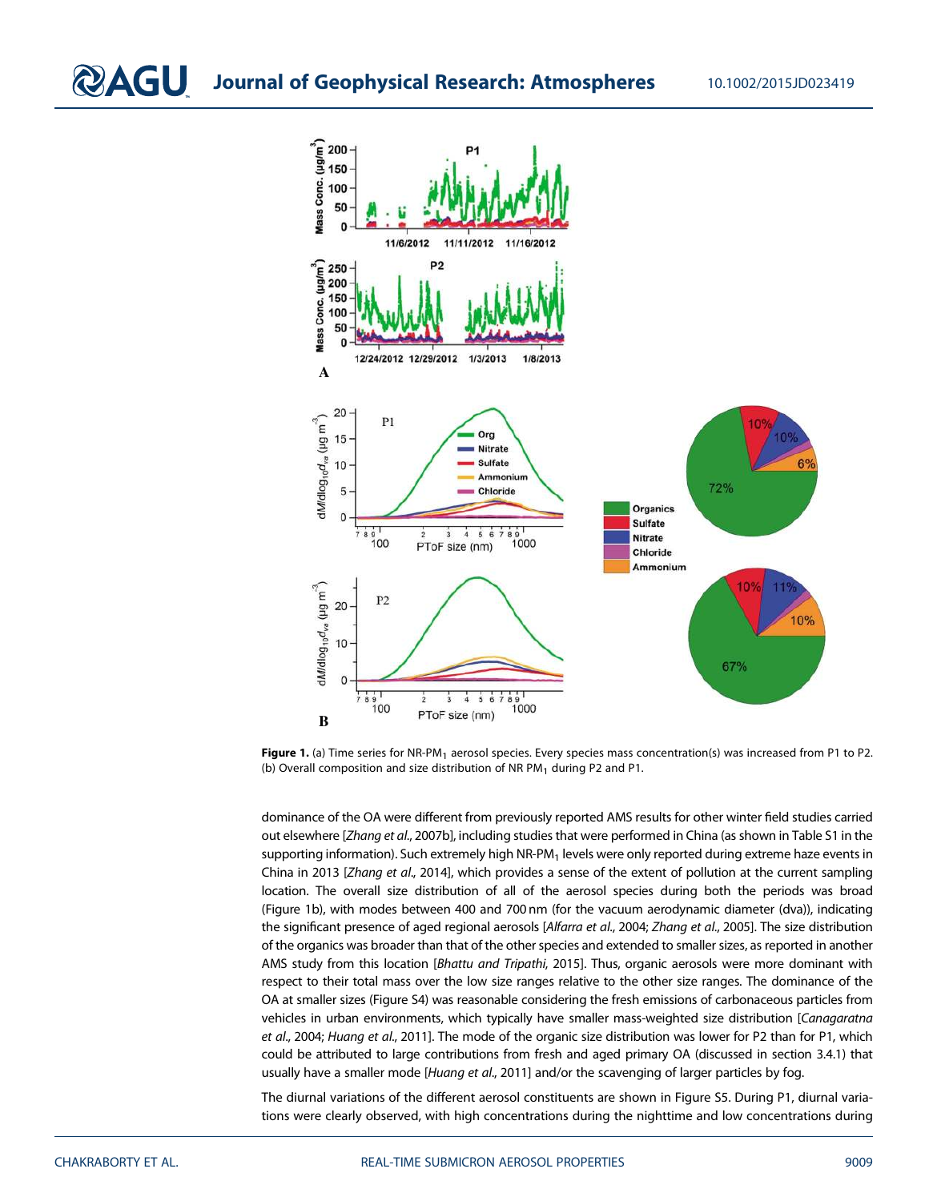**Figure 1.** (a) Time series for NR-$PM_1$ aerosol species. Every species mass concentration(s) was increased from P1 to P2. (b) Overall composition and size distribution of NR $PM_1$ during P2 and P1.

dominance of the OA were different from previously reported AMS results for other winter field studies carried out elsewhere [*Zhang et al.*, 2007b], including studies that were performed in China (as shown in Table S1 in the supporting information). Such extremely high NR-$PM_1$ levels were only reported during extreme haze events in China in 2013 [*Zhang et al.*, 2014], which provides a sense of the extent of pollution at the current sampling location. The overall size distribution of all of the aerosol species during both the periods was broad (Figure 1b), with modes between 400 and 700 nm (for the vacuum aerodynamic diameter (dva)), indicating the significant presence of aged regional aerosols [*Alfarra et al.*, 2004; *Zhang et al.*, 2005]. The size distribution of the organics was broader than that of the other species and extended to smaller sizes, as reported in another AMS study from this location [*Bhattu and Tripathi*, 2015]. Thus, organic aerosols were more dominant with respect to their total mass over the low size ranges relative to the other size ranges. The dominance of the OA at smaller sizes (Figure S4) was reasonable considering the fresh emissions of carbonaceous particles from vehicles in urban environments, which typically have smaller mass-weighted size distribution [*Canagaratna et al.*, 2004; *Huang et al.*, 2011]. The mode of the organic size distribution was lower for P2 than for P1, which could be attributed to large contributions from fresh and aged primary OA (discussed in section 3.4.1) that usually have a smaller mode [*Huang et al.*, 2011] and/or the scavenging of larger particles by fog.

The diurnal variations of the different aerosol constituents are shown in Figure S5. During P1, diurnal variations were clearly observed, with high concentrations during the nighttime and low concentrations during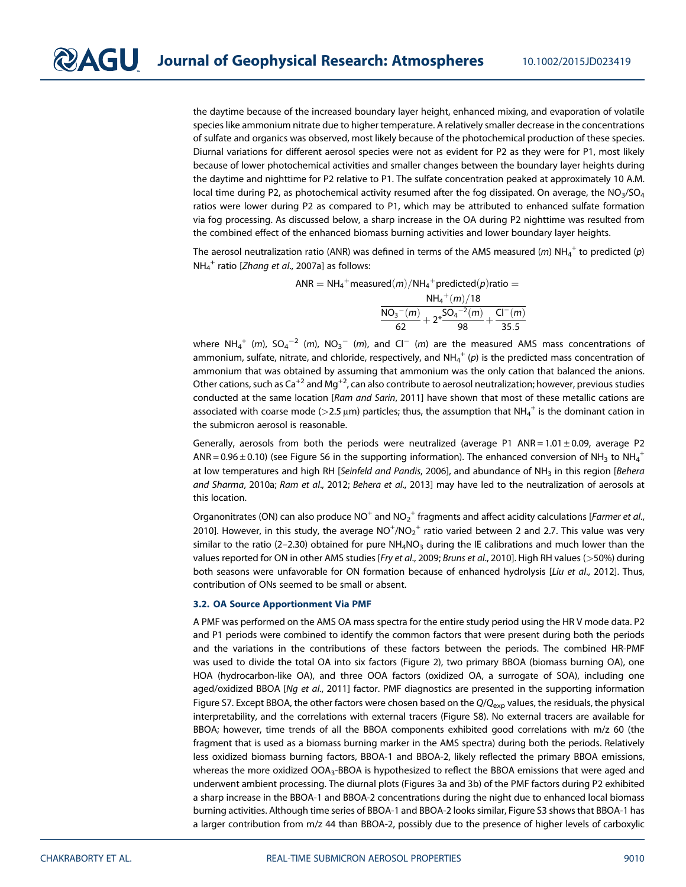the daytime because of the increased boundary layer height, enhanced mixing, and evaporation of volatile species like ammonium nitrate due to higher temperature. A relatively smaller decrease in the concentrations of sulfate and organics was observed, most likely because of the photochemical production of these species. Diurnal variations for different aerosol species were not as evident for P2 as they were for P1, most likely because of lower photochemical activities and smaller changes between the boundary layer heights during the daytime and nighttime for P2 relative to P1. The sulfate concentration peaked at approximately 10 A.M. local time during P2, as photochemical activity resumed after the fog dissipated. On average, the $NO_3/SO_4$ ratios were lower during P2 as compared to P1, which may be attributed to enhanced sulfate formation via fog processing. As discussed below, a sharp increase in the OA during P2 nighttime was resulted from the combined effect of the enhanced biomass burning activities and lower boundary layer heights.

The aerosol neutralization ratio (ANR) was defined in terms of the AMS measured (*m*) $NH_4^+$ to predicted (*p*) $NH_4^+$ ratio [*Zhang et al.*, 2007a] as follows:

$$\text{ANR} = NH_4^+\text{measured}(m)/NH_4^+\text{predicted}(p)\text{ratio} = \frac{NH_4^+(m)/18}{\frac{NO_3^-(m)}{62} + 2*\frac{SO_4^{-2}(m)}{98} + \frac{Cl^-(m)}{35.5}}$$

where $NH_4^+$ (*m*), $SO_4^{-2}$ (*m*), $NO_3^-$ (*m*), and $Cl^-$ (*m*) are the measured AMS mass concentrations of ammonium, sulfate, nitrate, and chloride, respectively, and $NH_4^+$ (*p*) is the predicted mass concentration of ammonium that was obtained by assuming that ammonium was the only cation that balanced the anions. Other cations, such as $Ca^{+2}$ and $Mg^{+2}$, can also contribute to aerosol neutralization; however, previous studies conducted at the same location [*Ram and Sarin*, 2011] have shown that most of these metallic cations are associated with coarse mode (>2.5 μm) particles; thus, the assumption that $NH_4^+$ is the dominant cation in the submicron aerosol is reasonable.

Generally, aerosols from both the periods were neutralized (average P1 ANR = 1.01 ± 0.09, average P2 ANR = 0.96 ± 0.10) (see Figure S6 in the supporting information). The enhanced conversion of $NH_3$ to $NH_4^+$ at low temperatures and high RH [*Seinfeld and Pandis*, 2006], and abundance of $NH_3$ in this region [*Behera and Sharma*, 2010a; *Ram et al.*, 2012; *Behera et al.*, 2013] may have led to the neutralization of aerosols at this location.

Organonitrates (ON) can also produce $NO^+$ and $NO_2^+$ fragments and affect acidity calculations [*Farmer et al.*, 2010]. However, in this study, the average $NO^+/NO_2^+$ ratio varied between 2 and 2.7. This value was very similar to the ratio (2–2.30) obtained for pure $NH_4NO_3$ during the IE calibrations and much lower than the values reported for ON in other AMS studies [*Fry et al.*, 2009; *Bruns et al.*, 2010]. High RH values (>50%) during both seasons were unfavorable for ON formation because of enhanced hydrolysis [*Liu et al.*, 2012]. Thus, contribution of ONs seemed to be small or absent.

### 3.2. OA Source Apportionment Via PMF

A PMF was performed on the AMS OA mass spectra for the entire study period using the HR V mode data. P2 and P1 periods were combined to identify the common factors that were present during both the periods and the variations in the contributions of these factors between the periods. The combined HR-PMF was used to divide the total OA into six factors (Figure 2), two primary BBOA (biomass burning OA), one HOA (hydrocarbon-like OA), and three OOA factors (oxidized OA, a surrogate of SOA), including one aged/oxidized BBOA [*Ng et al.*, 2011] factor. PMF diagnostics are presented in the supporting information Figure S7. Except BBOA, the other factors were chosen based on the $Q/Q_{exp}$ values, the residuals, the physical interpretability, and the correlations with external tracers (Figure S8). No external tracers are available for BBOA; however, time trends of all the BBOA components exhibited good correlations with m/z 60 (the fragment that is used as a biomass burning marker in the AMS spectra) during both the periods. Relatively less oxidized biomass burning factors, BBOA-1 and BBOA-2, likely reflected the primary BBOA emissions, whereas the more oxidized $OOA_3$-BBOA is hypothesized to reflect the BBOA emissions that were aged and underwent ambient processing. The diurnal plots (Figures 3a and 3b) of the PMF factors during P2 exhibited a sharp increase in the BBOA-1 and BBOA-2 concentrations during the night due to enhanced local biomass burning activities. Although time series of BBOA-1 and BBOA-2 looks similar, Figure S3 shows that BBOA-1 has a larger contribution from m/z 44 than BBOA-2, possibly due to the presence of higher levels of carboxylic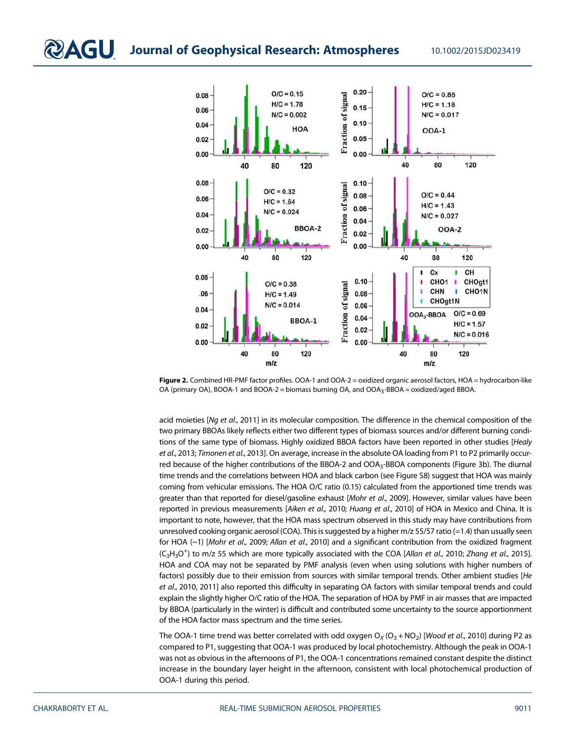**Figure 2.** Combined HR-PMF factor profiles. OOA-1 and OOA-2 = oxidized organic aerosol factors, HOA = hydrocarbon-like OA (primary OA), BOOA-1 and BOOA-2 = biomass burning OA, and $OOA_3$-BBOA = oxidized/aged BBOA.

acid moieties [*Ng et al.*, 2011] in its molecular composition. The difference in the chemical composition of the two primary BBOAs likely reflects either two different types of biomass sources and/or different burning conditions of the same type of biomass. Highly oxidized BBOA factors have been reported in other studies [*Healy et al.*, 2013; *Timonen et al.*, 2013]. On average, increase in the absolute OA loading from P1 to P2 primarily occurred because of the higher contributions of the BBOA-2 and $OOA_3$-BBOA components (Figure 3b). The diurnal time trends and the correlations between HOA and black carbon (see Figure S8) suggest that HOA was mainly coming from vehicular emissions. The HOA O/C ratio (0.15) calculated from the apportioned time trends was greater than that reported for diesel/gasoline exhaust [*Mohr et al.*, 2009]. However, similar values have been reported in previous measurements [*Aiken et al.*, 2010; *Huang et al.*, 2010] of HOA in Mexico and China. It is important to note, however, that the HOA mass spectrum observed in this study may have contributions from unresolved cooking organic aerosol (COA). This is suggested by a higher m/z 55/57 ratio (=1.4) than usually seen for HOA (~1) [*Mohr et al.*, 2009; *Allan et al.*, 2010] and a significant contribution from the oxidized fragment ($C_3H_3O^+$) to m/z 55 which are more typically associated with the COA [*Allan et al.*, 2010; *Zhang et al.*, 2015]. HOA and COA may not be separated by PMF analysis (even when using solutions with higher numbers of factors) possibly due to their emission from sources with similar temporal trends. Other ambient studies [*He et al.*, 2010, 2011] also reported this difficulty in separating OA factors with similar temporal trends and could explain the slightly higher O/C ratio of the HOA. The separation of HOA by PMF in air masses that are impacted by BBOA (particularly in the winter) is difficult and contributed some uncertainty to the source apportionment of the HOA factor mass spectrum and the time series.

The OOA-1 time trend was better correlated with odd oxygen $O_X$ ($O_3 + NO_2$) [*Wood et al.*, 2010] during P2 as compared to P1, suggesting that OOA-1 was produced by local photochemistry. Although the peak in OOA-1 was not as obvious in the afternoons of P1, the OOA-1 concentrations remained constant despite the distinct increase in the boundary layer height in the afternoon, consistent with local photochemical production of OOA-1 during this period.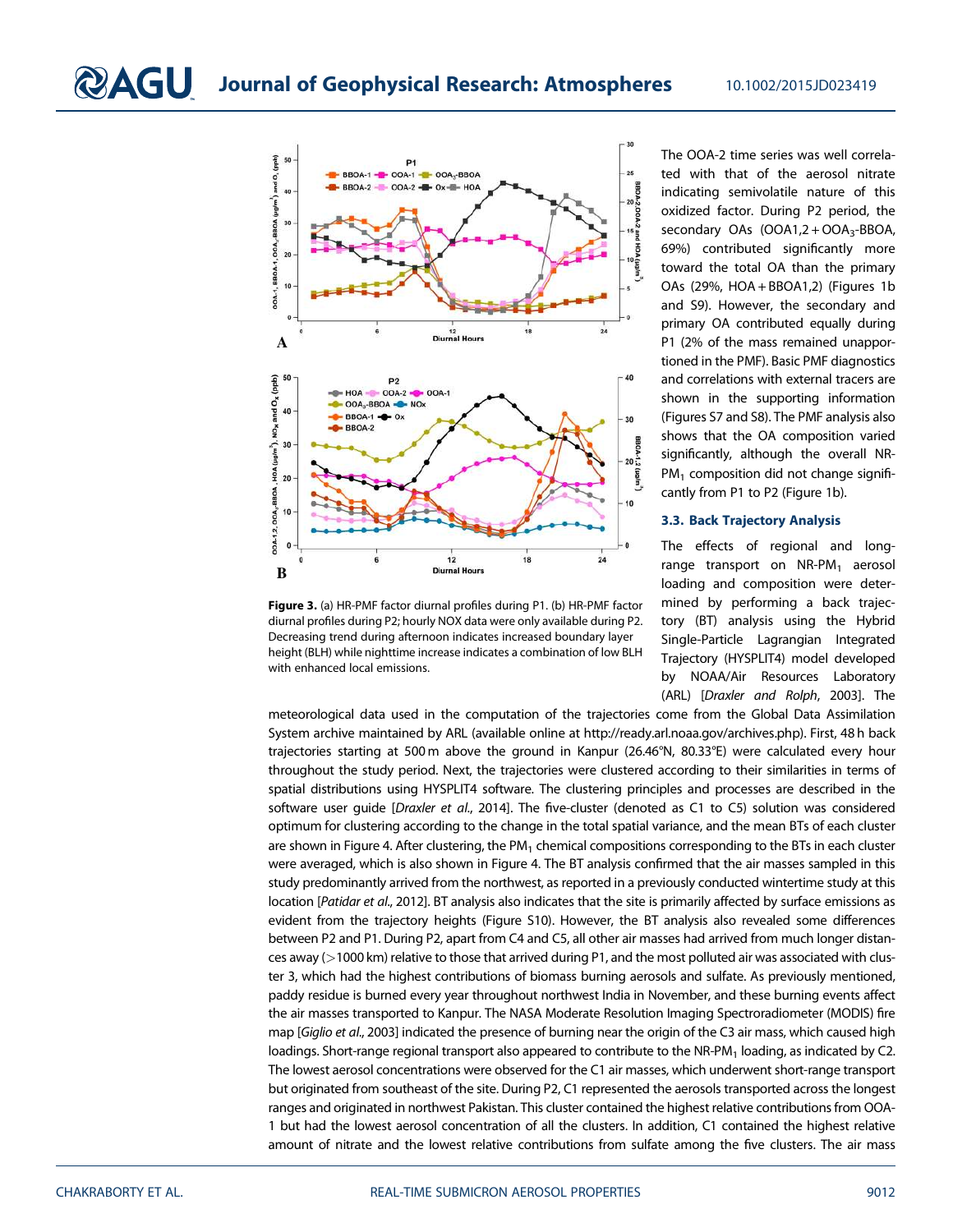Figure 3. (a) HR-PMF factor diurnal profiles during P1. (b) HR-PMF factor diurnal profiles during P2; hourly NOX data were only available during P2. Decreasing trend during afternoon indicates increased boundary layer height (BLH) while nighttime increase indicates a combination of low BLH with enhanced local emissions.

The OOA-2 time series was well correlated with that of the aerosol nitrate indicating semivolatile nature of this oxidized factor. During P2 period, the secondary OAs (OOA1,2 + $OOA_3$-BBOA, 69%) contributed significantly more toward the total OA than the primary OAs (29%, HOA + BBOA1,2) (Figures 1b and S9). However, the secondary and primary OA contributed equally during P1 (2% of the mass remained unapportioned in the PMF). Basic PMF diagnostics and correlations with external tracers are shown in the supporting information (Figures S7 and S8). The PMF analysis also shows that the OA composition varied significantly, although the overall NR-$PM_1$ composition did not change significantly from P1 to P2 (Figure 1b).

### 3.3. Back Trajectory Analysis

The effects of regional and long-range transport on NR-$PM_1$ aerosol loading and composition were determined by performing a back trajectory (BT) analysis using the Hybrid Single-Particle Lagrangian Integrated Trajectory (HYSPLIT4) model developed by NOAA/Air Resources Laboratory (ARL) [*Draxler and Rolph*, 2003]. The meteorological data used in the computation of the trajectories come from the Global Data Assimilation System archive maintained by ARL (available online at http://ready.arl.noaa.gov/archives.php). First, 48 h back trajectories starting at 500 m above the ground in Kanpur (26.46°N, 80.33°E) were calculated every hour throughout the study period. Next, the trajectories were clustered according to their similarities in terms of spatial distributions using HYSPLIT4 software. The clustering principles and processes are described in the software user guide [*Draxler et al.*, 2014]. The five-cluster (denoted as C1 to C5) solution was considered optimum for clustering according to the change in the total spatial variance, and the mean BTs of each cluster are shown in Figure 4. After clustering, the $PM_1$ chemical compositions corresponding to the BTs in each cluster were averaged, which is also shown in Figure 4. The BT analysis confirmed that the air masses sampled in this study predominantly arrived from the northwest, as reported in a previously conducted wintertime study at this location [*Patidar et al.*, 2012]. BT analysis also indicates that the site is primarily affected by surface emissions as evident from the trajectory heights (Figure S10). However, the BT analysis also revealed some differences between P2 and P1. During P2, apart from C4 and C5, all other air masses had arrived from much longer distances away (>1000 km) relative to those that arrived during P1, and the most polluted air was associated with cluster 3, which had the highest contributions of biomass burning aerosols and sulfate. As previously mentioned, paddy residue is burned every year throughout northwest India in November, and these burning events affect the air masses transported to Kanpur. The NASA Moderate Resolution Imaging Spectroradiometer (MODIS) fire map [*Giglio et al.*, 2003] indicated the presence of burning near the origin of the C3 air mass, which caused high loadings. Short-range regional transport also appeared to contribute to the NR-$PM_1$ loading, as indicated by C2. The lowest aerosol concentrations were observed for the C1 air masses, which underwent short-range transport but originated from southeast of the site. During P2, C1 represented the aerosols transported across the longest ranges and originated in northwest Pakistan. This cluster contained the highest relative contributions from OOA-1 but had the lowest aerosol concentration of all the clusters. In addition, C1 contained the highest relative amount of nitrate and the lowest relative contributions from sulfate among the five clusters. The air mass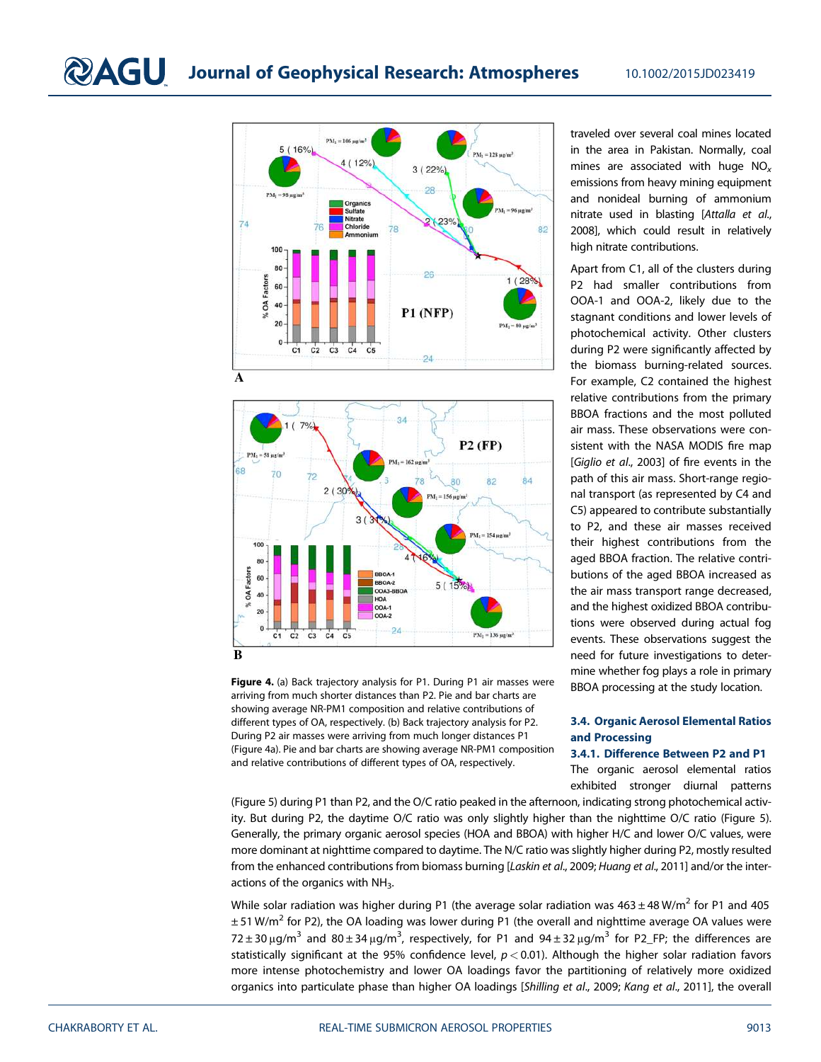**Figure 4.** (a) Back trajectory analysis for P1. During P1 air masses were arriving from much shorter distances than P2. Pie and bar charts are showing average NR-PM1 composition and relative contributions of different types of OA, respectively. (b) Back trajectory analysis for P2. During P2 air masses were arriving from much longer distances P1 (Figure 4a). Pie and bar charts are showing average NR-PM1 composition and relative contributions of different types of OA, respectively.

traveled over several coal mines located in the area in Pakistan. Normally, coal mines are associated with huge $NO_x$ emissions from heavy mining equipment and nonideal burning of ammonium nitrate used in blasting [*Attalla et al.*, 2008], which could result in relatively high nitrate contributions.

Apart from C1, all of the clusters during P2 had smaller contributions from OOA-1 and OOA-2, likely due to the stagnant conditions and lower levels of photochemical activity. Other clusters during P2 were significantly affected by the biomass burning-related sources. For example, C2 contained the highest relative contributions from the primary BBOA fractions and the most polluted air mass. These observations were consistent with the NASA MODIS fire map [*Giglio et al.*, 2003] of fire events in the path of this air mass. Short-range regional transport (as represented by C4 and C5) appeared to contribute substantially to P2, and these air masses received their highest contributions from the aged BBOA fraction. The relative contributions of the aged BBOA increased as the air mass transport range decreased, and the highest oxidized BBOA contributions were observed during actual fog events. These observations suggest the need for future investigations to determine whether fog plays a role in primary BBOA processing at the study location.

### 3.4. Organic Aerosol Elemental Ratios and Processing

#### 3.4.1. Difference Between P2 and P1

The organic aerosol elemental ratios exhibited stronger diurnal patterns (Figure 5) during P1 than P2, and the O/C ratio peaked in the afternoon, indicating strong photochemical activity. But during P2, the daytime O/C ratio was only slightly higher than the nighttime O/C ratio (Figure 5). Generally, the primary organic aerosol species (HOA and BBOA) with higher H/C and lower O/C values, were more dominant at nighttime compared to daytime. The N/C ratio was slightly higher during P2, mostly resulted from the enhanced contributions from biomass burning [*Laskin et al.*, 2009; *Huang et al.*, 2011] and/or the interactions of the organics with $NH_3$.

While solar radiation was higher during P1 (the average solar radiation was $463 \pm 48$ W/m$^2$ for P1 and $405 \pm 51$ W/m$^2$ for P2), the OA loading was lower during P1 (the overall and nighttime average OA values were $72 \pm 30$ μg/m$^3$ and $80 \pm 34$ μg/m$^3$, respectively, for P1 and $94 \pm 32$ μg/m$^3$ for P2_FP; the differences are statistically significant at the 95% confidence level, $p < 0.01$). Although the higher solar radiation favors more intense photochemistry and lower OA loadings favor the partitioning of relatively more oxidized organics into particulate phase than higher OA loadings [*Shilling et al.*, 2009; *Kang et al.*, 2011], the overall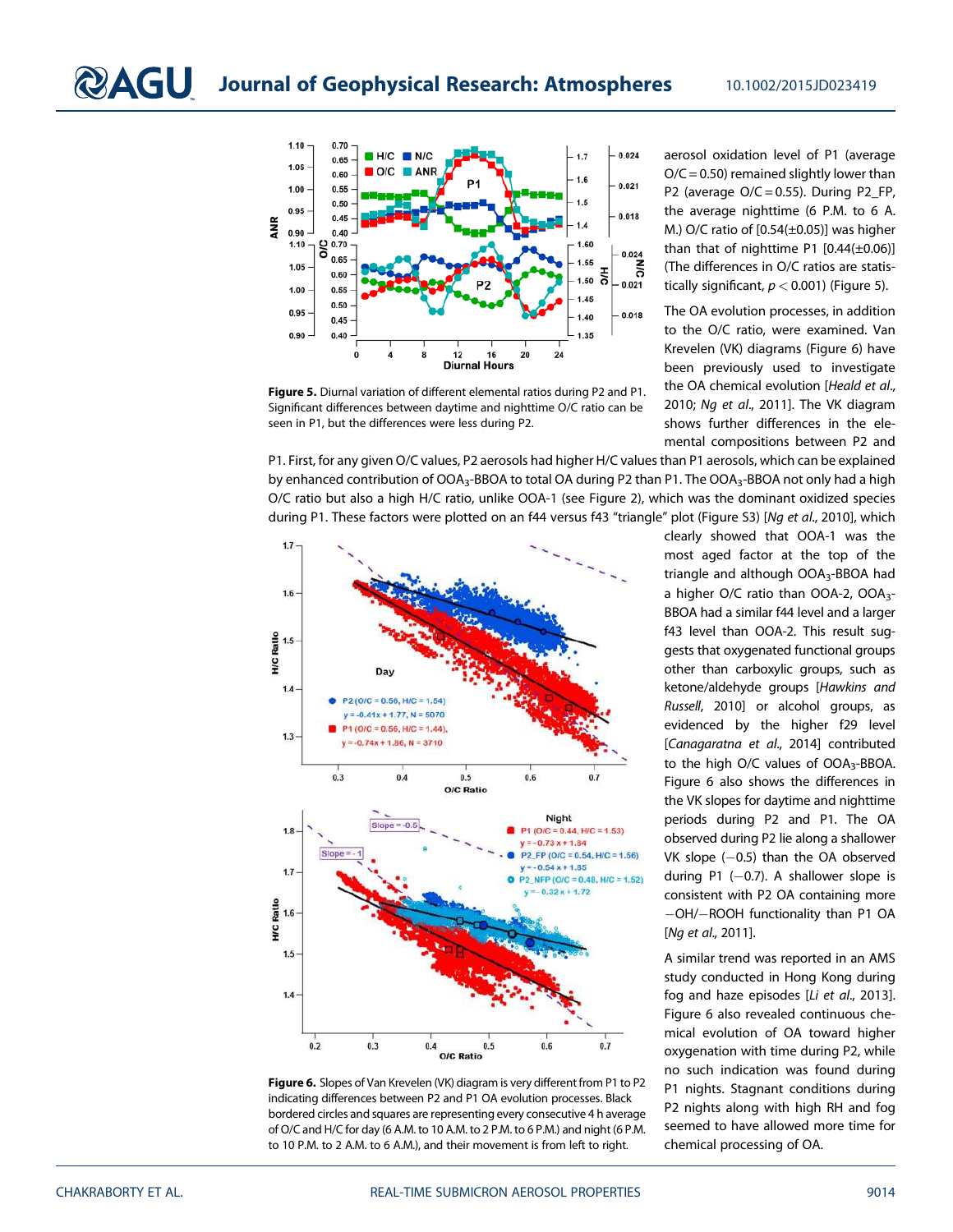aerosol oxidation level of P1 (average O/C = 0.50) remained slightly lower than P2 (average O/C = 0.55). During P2_FP, the average nighttime (6 P.M. to 6 A.M.) O/C ratio of [0.54(±0.05)] was higher than that of nighttime P1 [0.44(±0.06)] (The differences in O/C ratios are statistically significant, $p < 0.001$) (Figure 5).

Figure 5. Diurnal variation of different elemental ratios during P2 and P1. Significant differences between daytime and nighttime O/C ratio can be seen in P1, but the differences were less during P2.

The OA evolution processes, in addition to the O/C ratio, were examined. Van Krevelen (VK) diagrams (Figure 6) have been previously used to investigate the OA chemical evolution [*Heald et al.*, 2010; *Ng et al.*, 2011]. The VK diagram shows further differences in the elemental compositions between P2 and P1. First, for any given O/C values, P2 aerosols had higher H/C values than P1 aerosols, which can be explained by enhanced contribution of $OOA_3$-BBOA to total OA during P2 than P1. The $OOA_3$-BBOA not only had a high O/C ratio but also a high H/C ratio, unlike OOA-1 (see Figure 2), which was the dominant oxidized species during P1. These factors were plotted on an f44 versus f43 "triangle" plot (Figure S3) [*Ng et al.*, 2010], which clearly showed that OOA-1 was the most aged factor at the top of the triangle and although $OOA_3$-BBOA had a higher O/C ratio than OOA-2, $OOA_3$-BBOA had a similar f44 level and a larger f43 level than OOA-2. This result suggests that oxygenated functional groups other than carboxylic groups, such as ketone/aldehyde groups [*Hawkins and Russell*, 2010] or alcohol groups, as evidenced by the higher f29 level [*Canagaratna et al.*, 2014] contributed to the high O/C values of $OOA_3$-BBOA. Figure 6 also shows the differences in the VK slopes for daytime and nighttime periods during P2 and P1. The OA observed during P2 lie along a shallower VK slope (−0.5) than the OA observed during P1 (−0.7). A shallower slope is consistent with P2 OA containing more −OH/−ROOH functionality than P1 OA [*Ng et al.*, 2011].

A similar trend was reported in an AMS study conducted in Hong Kong during fog and haze episodes [*Li et al.*, 2013]. Figure 6 also revealed continuous chemical evolution of OA toward higher oxygenation with time during P2, while no such indication was found during P1 nights. Stagnant conditions during P2 nights along with high RH and fog seemed to have allowed more time for chemical processing of OA.

Figure 6. Slopes of Van Krevelen (VK) diagram is very different from P1 to P2 indicating differences between P2 and P1 OA evolution processes. Black bordered circles and squares are representing every consecutive 4 h average of O/C and H/C for day (6 A.M. to 10 A.M. to 2 P.M. to 6 P.M.) and night (6 P.M. to 10 P.M. to 2 A.M. to 6 A.M.), and their movement is from left to right.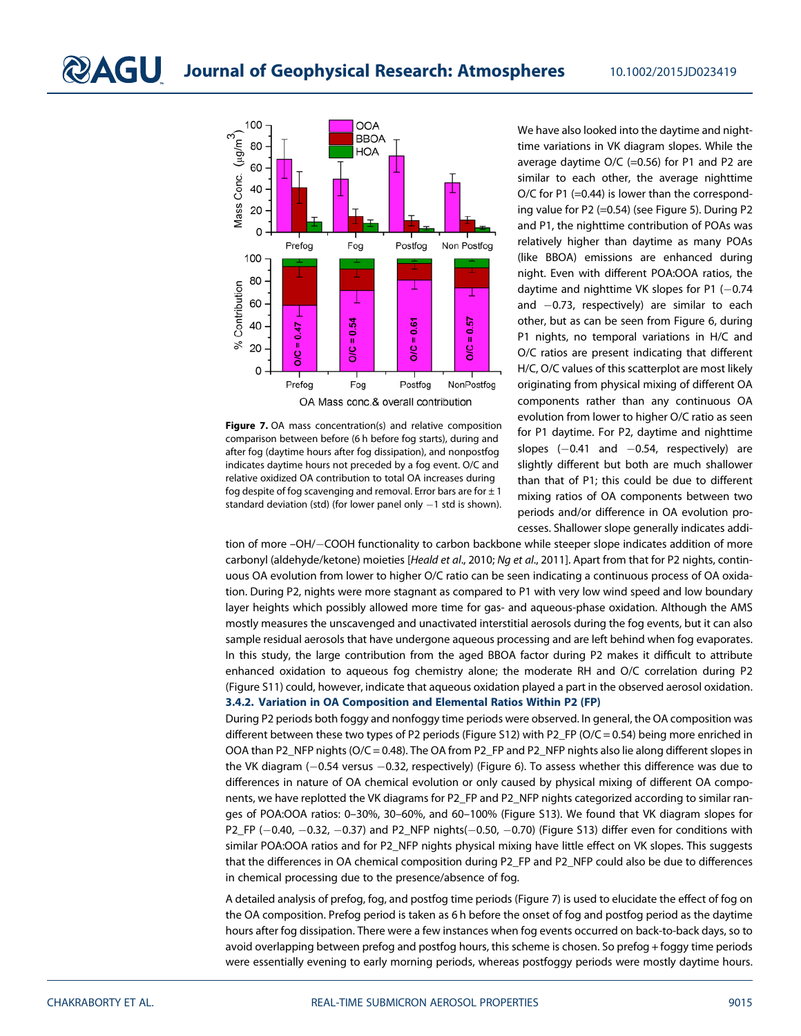Figure 7. OA mass concentration(s) and relative composition comparison between before (6 h before fog starts), during and after fog (daytime hours after fog dissipation), and nonpostfog indicates daytime hours not preceded by a fog event. O/C and relative oxidized OA contribution to total OA increases during fog despite of fog scavenging and removal. Error bars are for ± 1 standard deviation (std) (for lower panel only −1 std is shown).

We have also looked into the daytime and nighttime variations in VK diagram slopes. While the average daytime O/C (=0.56) for P1 and P2 are similar to each other, the average nighttime O/C for P1 (=0.44) is lower than the corresponding value for P2 (=0.54) (see Figure 5). During P2 and P1, the nighttime contribution of POAs was relatively higher than daytime as many POAs (like BBOA) emissions are enhanced during night. Even with different POA:OOA ratios, the daytime and nighttime VK slopes for P1 (−0.74 and −0.73, respectively) are similar to each other, but as can be seen from Figure 6, during P1 nights, no temporal variations in H/C and O/C ratios are present indicating that different H/C, O/C values of this scatterplot are most likely originating from physical mixing of different OA components rather than any continuous OA evolution from lower to higher O/C ratio as seen for P1 daytime. For P2, daytime and nighttime slopes (−0.41 and −0.54, respectively) are slightly different but both are much shallower than that of P1; this could be due to different mixing ratios of OA components between two periods and/or difference in OA evolution processes. Shallower slope generally indicates addition of more –OH/−COOH functionality to carbon backbone while steeper slope indicates addition of more carbonyl (aldehyde/ketone) moieties [*Heald et al*., 2010; *Ng et al*., 2011]. Apart from that for P2 nights, continuous OA evolution from lower to higher O/C ratio can be seen indicating a continuous process of OA oxidation. During P2, nights were more stagnant as compared to P1 with very low wind speed and low boundary layer heights which possibly allowed more time for gas- and aqueous-phase oxidation. Although the AMS mostly measures the unscavenged and unactivated interstitial aerosols during the fog events, but it can also sample residual aerosols that have undergone aqueous processing and are left behind when fog evaporates. In this study, the large contribution from the aged BBOA factor during P2 makes it difficult to attribute enhanced oxidation to aqueous fog chemistry alone; the moderate RH and O/C correlation during P2 (Figure S11) could, however, indicate that aqueous oxidation played a part in the observed aerosol oxidation.

#### 3.4.2. Variation in OA Composition and Elemental Ratios Within P2 (FP)

During P2 periods both foggy and nonfoggy time periods were observed. In general, the OA composition was different between these two types of P2 periods (Figure S12) with P2_FP (O/C = 0.54) being more enriched in OOA than P2_NFP nights (O/C = 0.48). The OA from P2_FP and P2_NFP nights also lie along different slopes in the VK diagram (−0.54 versus −0.32, respectively) (Figure 6). To assess whether this difference was due to differences in nature of OA chemical evolution or only caused by physical mixing of different OA components, we have replotted the VK diagrams for P2_FP and P2_NFP nights categorized according to similar ranges of POA:OOA ratios: 0–30%, 30–60%, and 60–100% (Figure S13). We found that VK diagram slopes for P2_FP (−0.40, −0.32, −0.37) and P2_NFP nights(−0.50, −0.70) (Figure S13) differ even for conditions with similar POA:OOA ratios and for P2_NFP nights physical mixing have little effect on VK slopes. This suggests that the differences in OA chemical composition during P2_FP and P2_NFP could also be due to differences in chemical processing due to the presence/absence of fog.

A detailed analysis of prefog, fog, and postfog time periods (Figure 7) is used to elucidate the effect of fog on the OA composition. Prefog period is taken as 6 h before the onset of fog and postfog period as the daytime hours after fog dissipation. There were a few instances when fog events occurred on back-to-back days, so to avoid overlapping between prefog and postfog hours, this scheme is chosen. So prefog + foggy time periods were essentially evening to early morning periods, whereas postfoggy periods were mostly daytime hours.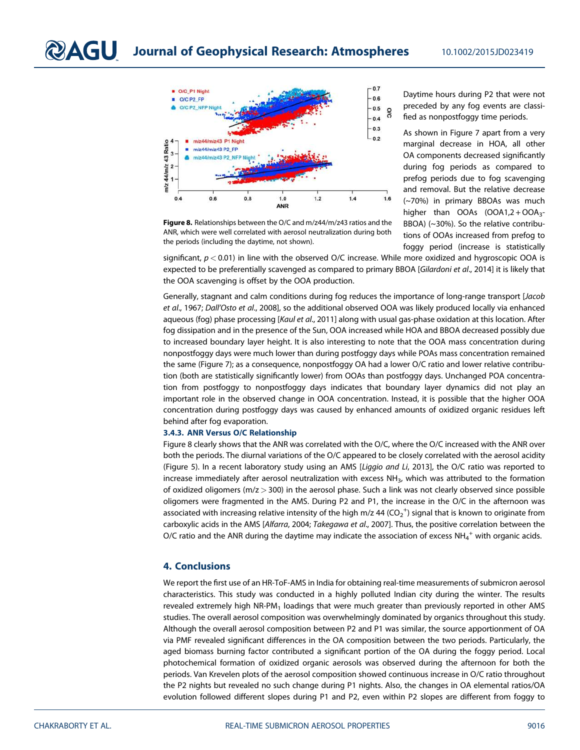Figure 8. Relationships between the O/C and m/z44/m/z43 ratios and the ANR, which were well correlated with aerosol neutralization during both the periods (including the daytime, not shown).

Daytime hours during P2 that were not preceded by any fog events are classified as nonpostfoggy time periods.

As shown in Figure 7 apart from a very marginal decrease in HOA, all other OA components decreased significantly during fog periods as compared to prefog periods due to fog scavenging and removal. But the relative decrease (~70%) in primary BBOAs was much higher than OOAs (OOA1,2 + OOA$_3$-BBOA) (~30%). So the relative contributions of OOAs increased from prefog to foggy period (increase is statistically significant, $p < 0.01$) in line with the observed O/C increase. While more oxidized and hygroscopic OOA is expected to be preferentially scavenged as compared to primary BBOA [*Gilardoni et al.*, 2014] it is likely that the OOA scavenging is offset by the OOA production.

Generally, stagnant and calm conditions during fog reduces the importance of long-range transport [*Jacob et al.*, 1967; *Dall'Osto et al.*, 2008], so the additional observed OOA was likely produced locally via enhanced aqueous (fog) phase processing [*Kaul et al.*, 2011] along with usual gas-phase oxidation at this location. After fog dissipation and in the presence of the Sun, OOA increased while HOA and BBOA decreased possibly due to increased boundary layer height. It is also interesting to note that the OOA mass concentration during nonpostfoggy days were much lower than during postfoggy days while POAs mass concentration remained the same (Figure 7); as a consequence, nonpostfoggy OA had a lower O/C ratio and lower relative contribution (both are statistically significantly lower) from OOAs than postfoggy days. Unchanged POA concentration from postfoggy to nonpostfoggy days indicates that boundary layer dynamics did not play an important role in the observed change in OOA concentration. Instead, it is possible that the higher OOA concentration during postfoggy days was caused by enhanced amounts of oxidized organic residues left behind after fog evaporation.

### 3.4.3. ANR Versus O/C Relationship

Figure 8 clearly shows that the ANR was correlated with the O/C, where the O/C increased with the ANR over both the periods. The diurnal variations of the O/C appeared to be closely correlated with the aerosol acidity (Figure 5). In a recent laboratory study using an AMS [*Liggio and Li*, 2013], the O/C ratio was reported to increase immediately after aerosol neutralization with excess $NH_3$, which was attributed to the formation of oxidized oligomers (m/z > 300) in the aerosol phase. Such a link was not clearly observed since possible oligomers were fragmented in the AMS. During P2 and P1, the increase in the O/C in the afternoon was associated with increasing relative intensity of the high m/z 44 ($CO_2^+$) signal that is known to originate from carboxylic acids in the AMS [*Alfarra*, 2004; *Takegawa et al.*, 2007]. Thus, the positive correlation between the O/C ratio and the ANR during the daytime may indicate the association of excess $NH_4^+$ with organic acids.

## 4. Conclusions

We report the first use of an HR-ToF-AMS in India for obtaining real-time measurements of submicron aerosol characteristics. This study was conducted in a highly polluted Indian city during the winter. The results revealed extremely high NR-PM$_1$ loadings that were much greater than previously reported in other AMS studies. The overall aerosol composition was overwhelmingly dominated by organics throughout this study. Although the overall aerosol composition between P2 and P1 was similar, the source apportionment of OA via PMF revealed significant differences in the OA composition between the two periods. Particularly, the aged biomass burning factor contributed a significant portion of the OA during the foggy period. Local photochemical formation of oxidized organic aerosols was observed during the afternoon for both the periods. Van Krevelen plots of the aerosol composition showed continuous increase in O/C ratio throughout the P2 nights but revealed no such change during P1 nights. Also, the changes in OA elemental ratios/OA evolution followed different slopes during P1 and P2, even within P2 slopes are different from foggy to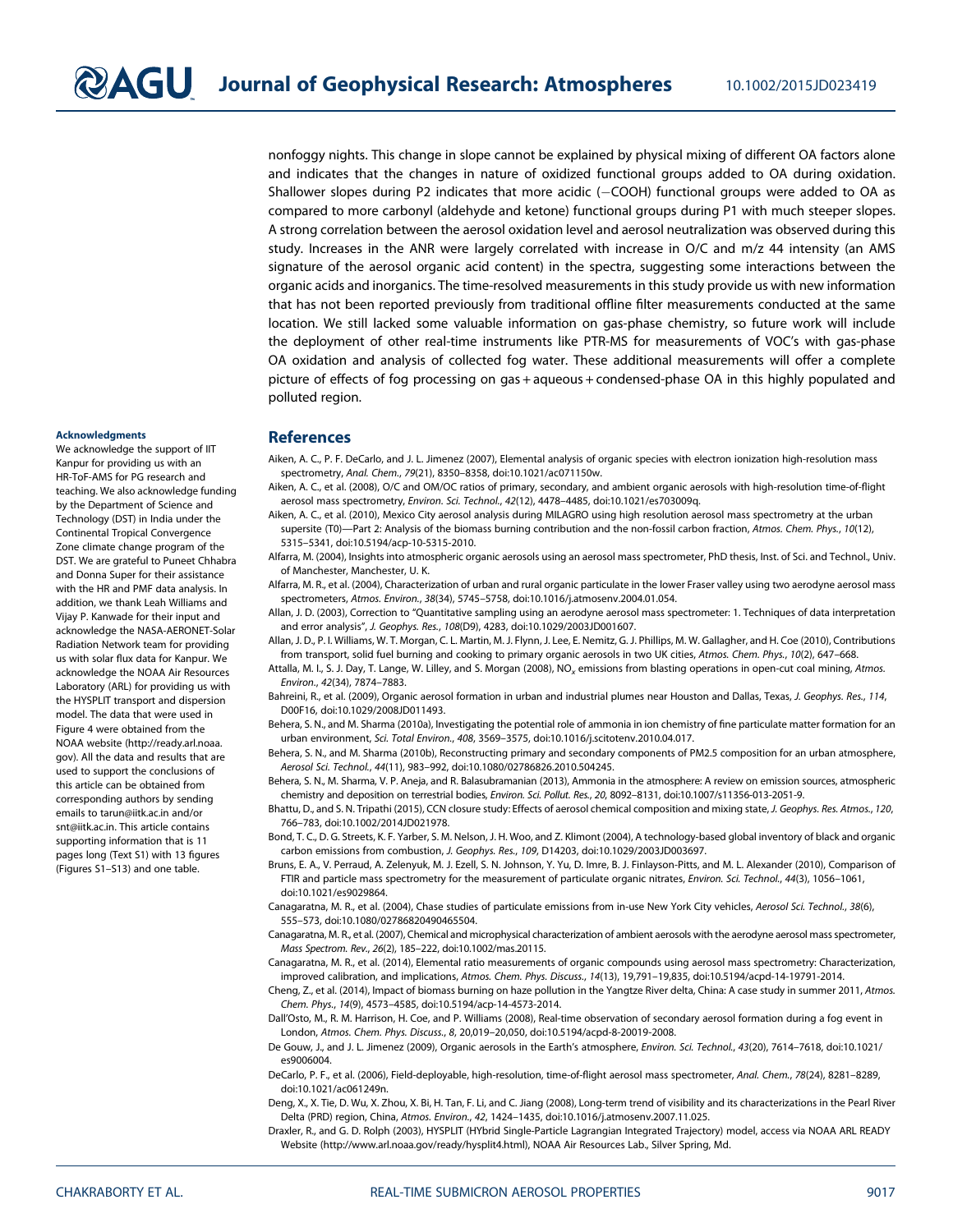nonfoggy nights. This change in slope cannot be explained by physical mixing of different OA factors alone and indicates that the changes in nature of oxidized functional groups added to OA during oxidation. Shallower slopes during P2 indicates that more acidic (−COOH) functional groups were added to OA as compared to more carbonyl (aldehyde and ketone) functional groups during P1 with much steeper slopes. A strong correlation between the aerosol oxidation level and aerosol neutralization was observed during this study. Increases in the ANR were largely correlated with increase in O/C and m/z 44 intensity (an AMS signature of the aerosol organic acid content) in the spectra, suggesting some interactions between the organic acids and inorganics. The time-resolved measurements in this study provide us with new information that has not been reported previously from traditional offline filter measurements conducted at the same location. We still lacked some valuable information on gas-phase chemistry, so future work will include the deployment of other real-time instruments like PTR-MS for measurements of VOC's with gas-phase OA oxidation and analysis of collected fog water. These additional measurements will offer a complete picture of effects of fog processing on gas + aqueous + condensed-phase OA in this highly populated and polluted region.

#### Acknowledgments

We acknowledge the support of IIT Kanpur for providing us with an HR-ToF-AMS for PG research and teaching. We also acknowledge funding by the Department of Science and Technology (DST) in India under the Continental Tropical Convergence Zone climate change program of the DST. We are grateful to Puneet Chhabra and Donna Super for their assistance with the HR and PMF data analysis. In addition, we thank Leah Williams and Vijay P. Kanwade for their input and acknowledge the NASA-AERONET-Solar Radiation Network team for providing us with solar flux data for Kanpur. We acknowledge the NOAA Air Resources Laboratory (ARL) for providing us with the HYSPLIT transport and dispersion model. The data that were used in Figure 4 were obtained from the NOAA website (http://ready.arl.noaa.gov). All the data and results that are used to support the conclusions of this article can be obtained from corresponding authors by sending emails to tarun@iitk.ac.in and/or snt@iitk.ac.in. This article contains supporting information that is 11 pages long (Text S1) with 13 figures (Figures S1–S13) and one table.

## References

Aiken, A. C., P. F. DeCarlo, and J. L. Jimenez (2007), Elemental analysis of organic species with electron ionization high-resolution mass spectrometry, *Anal. Chem.*, *79*(21), 8350–8358, doi:10.1021/ac071150w.

Aiken, A. C., et al. (2008), O/C and OM/OC ratios of primary, secondary, and ambient organic aerosols with high-resolution time-of-flight aerosol mass spectrometry, *Environ. Sci. Technol.*, *42*(12), 4478–4485, doi:10.1021/es703009q.

Aiken, A. C., et al. (2010), Mexico City aerosol analysis during MILAGRO using high resolution aerosol mass spectrometry at the urban supersite (T0)—Part 2: Analysis of the biomass burning contribution and the non-fossil carbon fraction, *Atmos. Chem. Phys.*, *10*(12), 5315–5341, doi:10.5194/acp-10-5315-2010.

Alfarra, M. (2004), Insights into atmospheric organic aerosols using an aerosol mass spectrometer, PhD thesis, Inst. of Sci. and Technol., Univ. of Manchester, Manchester, U. K.

Alfarra, M. R., et al. (2004), Characterization of urban and rural organic particulate in the lower Fraser valley using two aerodyne aerosol mass spectrometers, *Atmos. Environ.*, *38*(34), 5745–5758, doi:10.1016/j.atmosenv.2004.01.054.

Allan, J. D. (2003), Correction to "Quantitative sampling using an aerodyne aerosol mass spectrometer: 1. Techniques of data interpretation and error analysis", *J. Geophys. Res.*, *108*(D9), 4283, doi:10.1029/2003JD001607.

Allan, J. D., P. I. Williams, W. T. Morgan, C. L. Martin, M. J. Flynn, J. Lee, E. Nemitz, G. J. Phillips, M. W. Gallagher, and H. Coe (2010), Contributions from transport, solid fuel burning and cooking to primary organic aerosols in two UK cities, *Atmos. Chem. Phys.*, *10*(2), 647–668.

Attalla, M. I., S. J. Day, T. Lange, W. Lilley, and S. Morgan (2008), $NO_x$ emissions from blasting operations in open-cut coal mining, *Atmos. Environ.*, *42*(34), 7874–7883.

Bahreini, R., et al. (2009), Organic aerosol formation in urban and industrial plumes near Houston and Dallas, Texas, *J. Geophys. Res.*, *114*, D00F16, doi:10.1029/2008JD011493.

Behera, S. N., and M. Sharma (2010a), Investigating the potential role of ammonia in ion chemistry of fine particulate matter formation for an urban environment, *Sci. Total Environ.*, *408*, 3569–3575, doi:10.1016/j.scitotenv.2010.04.017.

Behera, S. N., and M. Sharma (2010b), Reconstructing primary and secondary components of PM2.5 composition for an urban atmosphere, *Aerosol Sci. Technol.*, *44*(11), 983–992, doi:10.1080/02786826.2010.504245.

Behera, S. N., M. Sharma, V. P. Aneja, and R. Balasubramanian (2013), Ammonia in the atmosphere: A review on emission sources, atmospheric chemistry and deposition on terrestrial bodies, *Environ. Sci. Pollut. Res.*, *20*, 8092–8131, doi:10.1007/s11356-013-2051-9.

Bhattu, D., and S. N. Tripathi (2015), CCN closure study: Effects of aerosol chemical composition and mixing state, *J. Geophys. Res. Atmos.*, *120*, 766–783, doi:10.1002/2014JD021978.

Bond, T. C., D. G. Streets, K. F. Yarber, S. M. Nelson, J. H. Woo, and Z. Klimont (2004), A technology-based global inventory of black and organic carbon emissions from combustion, *J. Geophys. Res.*, *109*, D14203, doi:10.1029/2003JD003697.

Bruns, E. A., V. Perraud, A. Zelenyuk, M. J. Ezell, S. N. Johnson, Y. Yu, D. Imre, B. J. Finlayson-Pitts, and M. L. Alexander (2010), Comparison of FTIR and particle mass spectrometry for the measurement of particulate organic nitrates, *Environ. Sci. Technol.*, *44*(3), 1056–1061, doi:10.1021/es9029864.

Canagaratna, M. R., et al. (2004), Chase studies of particulate emissions from in-use New York City vehicles, *Aerosol Sci. Technol.*, *38*(6), 555–573, doi:10.1080/02786820490465504.

Canagaratna, M. R., et al. (2007), Chemical and microphysical characterization of ambient aerosols with the aerodyne aerosol mass spectrometer, *Mass Spectrom. Rev.*, *26*(2), 185–222, doi:10.1002/mas.20115.

Canagaratna, M. R., et al. (2014), Elemental ratio measurements of organic compounds using aerosol mass spectrometry: Characterization, improved calibration, and implications, *Atmos. Chem. Phys. Discuss.*, *14*(13), 19,791–19,835, doi:10.5194/acpd-14-19791-2014.

Cheng, Z., et al. (2014), Impact of biomass burning on haze pollution in the Yangtze River delta, China: A case study in summer 2011, *Atmos. Chem. Phys.*, *14*(9), 4573–4585, doi:10.5194/acp-14-4573-2014.

Dall'Osto, M., R. M. Harrison, H. Coe, and P. Williams (2008), Real-time observation of secondary aerosol formation during a fog event in London, *Atmos. Chem. Phys. Discuss.*, *8*, 20,019–20,050, doi:10.5194/acpd-8-20019-2008.

De Gouw, J., and J. L. Jimenez (2009), Organic aerosols in the Earth's atmosphere, *Environ. Sci. Technol.*, *43*(20), 7614–7618, doi:10.1021/es9006004.

DeCarlo, P. F., et al. (2006), Field-deployable, high-resolution, time-of-flight aerosol mass spectrometer, *Anal. Chem.*, *78*(24), 8281–8289, doi:10.1021/ac061249n.

Deng, X., X. Tie, D. Wu, X. Zhou, X. Bi, H. Tan, F. Li, and C. Jiang (2008), Long-term trend of visibility and its characterizations in the Pearl River Delta (PRD) region, China, *Atmos. Environ.*, *42*, 1424–1435, doi:10.1016/j.atmosenv.2007.11.025.

Draxler, R., and G. D. Rolph (2003), HYSPLIT (HYbrid Single-Particle Lagrangian Integrated Trajectory) model, access via NOAA ARL READY Website (http://www.arl.noaa.gov/ready/hysplit4.html), NOAA Air Resources Lab., Silver Spring, Md.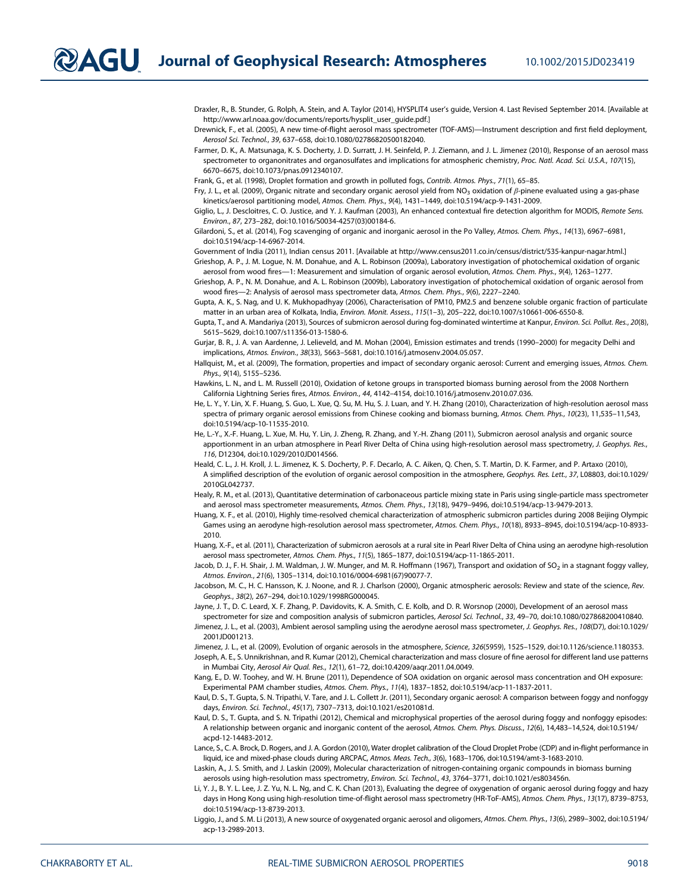Draxler, R., B. Stunder, G. Rolph, A. Stein, and A. Taylor (2014), HYSPLIT4 user's guide, Version 4. Last Revised September 2014. [Available at http://www.arl.noaa.gov/documents/reports/hysplit_user_guide.pdf.]

Drewnick, F., et al. (2005), A new time-of-flight aerosol mass spectrometer (TOF-AMS)—Instrument description and first field deployment, *Aerosol Sci. Technol.*, *39*, 637–658, doi:10.1080/02786820500182040.

Farmer, D. K., A. Matsunaga, K. S. Docherty, J. D. Surratt, J. H. Seinfeld, P. J. Ziemann, and J. L. Jimenez (2010), Response of an aerosol mass spectrometer to organonitrates and organosulfates and implications for atmospheric chemistry, *Proc. Natl. Acad. Sci. U.S.A.*, *107*(15), 6670–6675, doi:10.1073/pnas.0912340107.

Frank, G., et al. (1998), Droplet formation and growth in polluted fogs, *Contrib. Atmos. Phys.*, *71*(1), 65–85.

Fry, J. L., et al. (2009), Organic nitrate and secondary organic aerosol yield from $NO_3$ oxidation of $\beta$-pinene evaluated using a gas-phase kinetics/aerosol partitioning model, *Atmos. Chem. Phys.*, *9*(4), 1431–1449, doi:10.5194/acp-9-1431-2009.

Giglio, L., J. Descloitres, C. O. Justice, and Y. J. Kaufman (2003), An enhanced contextual fire detection algorithm for MODIS, *Remote Sens. Environ.*, *87*, 273–282, doi:10.1016/S0034-4257(03)00184-6.

Gilardoni, S., et al. (2014), Fog scavenging of organic and inorganic aerosol in the Po Valley, *Atmos. Chem. Phys.*, *14*(13), 6967–6981, doi:10.5194/acp-14-6967-2014.

Government of India (2011), Indian census 2011. [Available at http://www.census2011.co.in/census/district/535-kanpur-nagar.html.]

Grieshop, A. P., J. M. Logue, N. M. Donahue, and A. L. Robinson (2009a), Laboratory investigation of photochemical oxidation of organic aerosol from wood fires—1: Measurement and simulation of organic aerosol evolution, *Atmos. Chem. Phys.*, *9*(4), 1263–1277.

Grieshop, A. P., N. M. Donahue, and A. L. Robinson (2009b), Laboratory investigation of photochemical oxidation of organic aerosol from wood fires—2: Analysis of aerosol mass spectrometer data, *Atmos. Chem. Phys.*, *9*(6), 2227–2240.

Gupta, A. K., S. Nag, and U. K. Mukhopadhyay (2006), Characterisation of PM10, PM2.5 and benzene soluble organic fraction of particulate matter in an urban area of Kolkata, India, *Environ. Monit. Assess.*, *115*(1–3), 205–222, doi:10.1007/s10661-006-6550-8.

Gupta, T., and A. Mandariya (2013), Sources of submicron aerosol during fog-dominated wintertime at Kanpur, *Environ. Sci. Pollut. Res.*, *20*(8), 5615–5629, doi:10.1007/s11356-013-1580-6.

Gurjar, B. R., J. A. van Aardenne, J. Lelieveld, and M. Mohan (2004), Emission estimates and trends (1990–2000) for megacity Delhi and implications, *Atmos. Environ.*, *38*(33), 5663–5681, doi:10.1016/j.atmosenv.2004.05.057.

Hallquist, M., et al. (2009), The formation, properties and impact of secondary organic aerosol: Current and emerging issues, *Atmos. Chem. Phys.*, *9*(14), 5155–5236.

Hawkins, L. N., and L. M. Russell (2010), Oxidation of ketone groups in transported biomass burning aerosol from the 2008 Northern California Lightning Series fires, *Atmos. Environ.*, *44*, 4142–4154, doi:10.1016/j.atmosenv.2010.07.036.

He, L. Y., Y. Lin, X. F. Huang, S. Guo, L. Xue, Q. Su, M. Hu, S. J. Luan, and Y. H. Zhang (2010), Characterization of high-resolution aerosol mass spectra of primary organic aerosol emissions from Chinese cooking and biomass burning, *Atmos. Chem. Phys.*, *10*(23), 11,535–11,543, doi:10.5194/acp-10-11535-2010.

He, L.-Y., X.-F. Huang, L. Xue, M. Hu, Y. Lin, J. Zheng, R. Zhang, and Y.-H. Zhang (2011), Submicron aerosol analysis and organic source apportionment in an urban atmosphere in Pearl River Delta of China using high-resolution aerosol mass spectrometry, *J. Geophys. Res.*, *116*, D12304, doi:10.1029/2010JD014566.

Heald, C. L., J. H. Kroll, J. L. Jimenez, K. S. Docherty, P. F. Decarlo, A. C. Aiken, Q. Chen, S. T. Martin, D. K. Farmer, and P. Artaxo (2010), A simplified description of the evolution of organic aerosol composition in the atmosphere, *Geophys. Res. Lett.*, *37*, L08803, doi:10.1029/2010GL042737.

Healy, R. M., et al. (2013), Quantitative determination of carbonaceous particle mixing state in Paris using single-particle mass spectrometer and aerosol mass spectrometer measurements, *Atmos. Chem. Phys.*, *13*(18), 9479–9496, doi:10.5194/acp-13-9479-2013.

Huang, X. F., et al. (2010), Highly time-resolved chemical characterization of atmospheric submicron particles during 2008 Beijing Olympic Games using an aerodyne high-resolution aerosol mass spectrometer, *Atmos. Chem. Phys.*, *10*(18), 8933–8945, doi:10.5194/acp-10-8933-2010.

Huang, X.-F., et al. (2011), Characterization of submicron aerosols at a rural site in Pearl River Delta of China using an aerodyne high-resolution aerosol mass spectrometer, *Atmos. Chem. Phys.*, *11*(5), 1865–1877, doi:10.5194/acp-11-1865-2011.

Jacob, D. J., F. H. Shair, J. M. Waldman, J. W. Munger, and M. R. Hoffmann (1967), Transport and oxidation of $SO_2$ in a stagnant foggy valley, *Atmos. Environ.*, *21*(6), 1305–1314, doi:10.1016/0004-6981(67)90077-7.

Jacobson, M. C., H. C. Hansson, K. J. Noone, and R. J. Charlson (2000), Organic atmospheric aerosols: Review and state of the science, *Rev. Geophys.*, *38*(2), 267–294, doi:10.1029/1998RG000045.

Jayne, J. T., D. C. Leard, X. F. Zhang, P. Davidovits, K. A. Smith, C. E. Kolb, and D. R. Worsnop (2000), Development of an aerosol mass spectrometer for size and composition analysis of submicron particles, *Aerosol Sci. Technol.*, *33*, 49–70, doi:10.1080/027868200410840.

Jimenez, J. L., et al. (2003), Ambient aerosol sampling using the aerodyne aerosol mass spectrometer, *J. Geophys. Res.*, *108*(D7), doi:10.1029/2001JD001213.

Jimenez, J. L., et al. (2009), Evolution of organic aerosols in the atmosphere, *Science*, *326*(5959), 1525–1529, doi:10.1126/science.1180353.

Joseph, A. E., S. Unnikrishnan, and R. Kumar (2012), Chemical characterization and mass closure of fine aerosol for different land use patterns in Mumbai City, *Aerosol Air Qual. Res.*, *12*(1), 61–72, doi:10.4209/aaqr.2011.04.0049.

Kang, E., D. W. Toohey, and W. H. Brune (2011), Dependence of SOA oxidation on organic aerosol mass concentration and OH exposure: Experimental PAM chamber studies, *Atmos. Chem. Phys.*, *11*(4), 1837–1852, doi:10.5194/acp-11-1837-2011.

Kaul, D. S., T. Gupta, S. N. Tripathi, V. Tare, and J. L. Collett Jr. (2011), Secondary organic aerosol: A comparison between foggy and nonfoggy days, *Environ. Sci. Technol.*, *45*(17), 7307–7313, doi:10.1021/es201081d.

Kaul, D. S., T. Gupta, and S. N. Tripathi (2012), Chemical and microphysical properties of the aerosol during foggy and nonfoggy episodes: A relationship between organic and inorganic content of the aerosol, *Atmos. Chem. Phys. Discuss.*, *12*(6), 14,483–14,524, doi:10.5194/acpd-12-14483-2012.

Lance, S., C. A. Brock, D. Rogers, and J. A. Gordon (2010), Water droplet calibration of the Cloud Droplet Probe (CDP) and in-flight performance in liquid, ice and mixed-phase clouds during ARCPAC, *Atmos. Meas. Tech.*, *3*(6), 1683–1706, doi:10.5194/amt-3-1683-2010.

Laskin, A., J. S. Smith, and J. Laskin (2009), Molecular characterization of nitrogen-containing organic compounds in biomass burning aerosols using high-resolution mass spectrometry, *Environ. Sci. Technol.*, *43*, 3764–3771, doi:10.1021/es803456n.

Li, Y. J., B. Y. L. Lee, J. Z. Yu, N. L. Ng, and C. K. Chan (2013), Evaluating the degree of oxygenation of organic aerosol during foggy and hazy days in Hong Kong using high-resolution time-of-flight aerosol mass spectrometry (HR-ToF-AMS), *Atmos. Chem. Phys.*, *13*(17), 8739–8753, doi:10.5194/acp-13-8739-2013.

Liggio, J., and S. M. Li (2013), A new source of oxygenated organic aerosol and oligomers, *Atmos. Chem. Phys.*, *13*(6), 2989–3002, doi:10.5194/acp-13-2989-2013.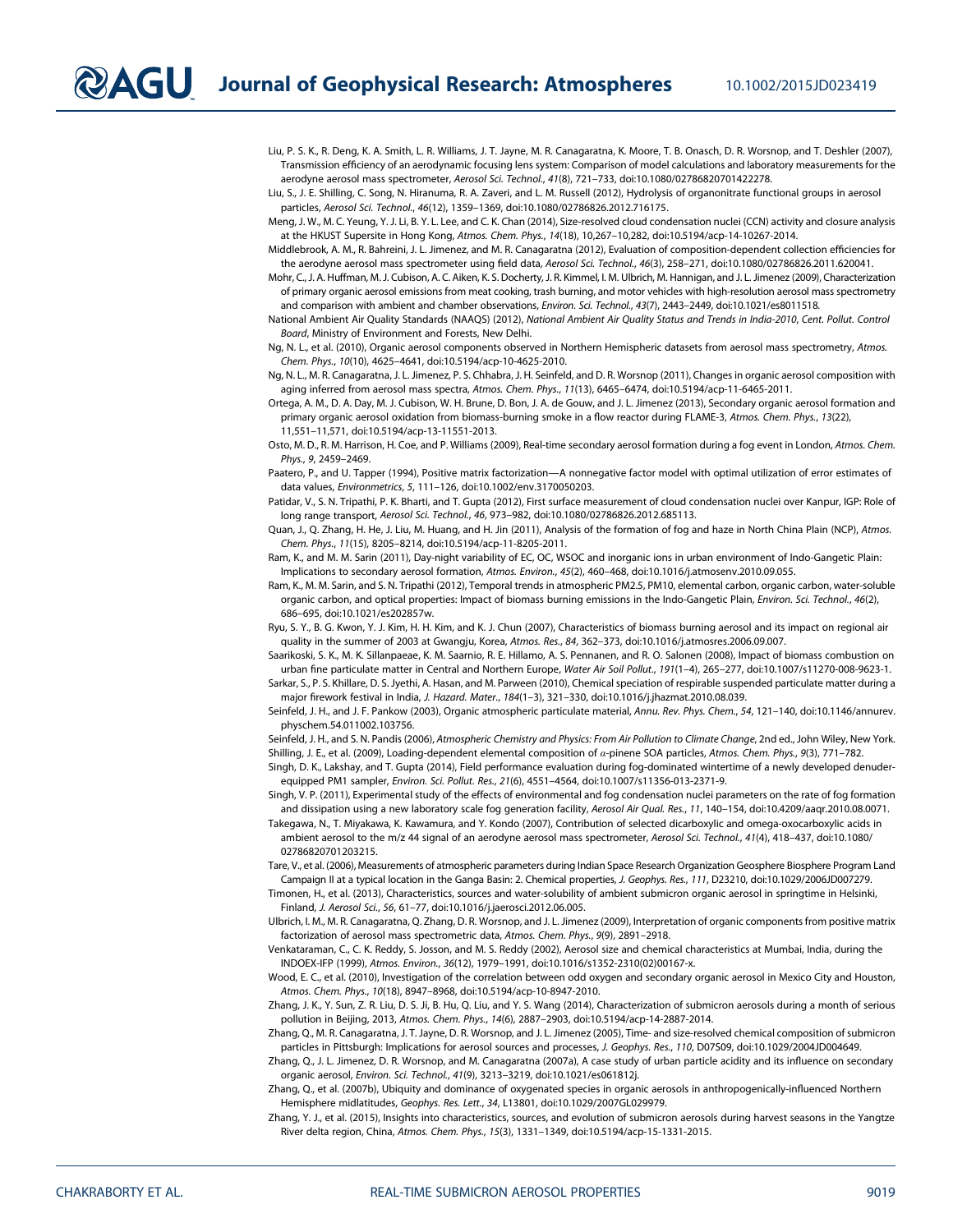Liu, P. S. K., R. Deng, K. A. Smith, L. R. Williams, J. T. Jayne, M. R. Canagaratna, K. Moore, T. B. Onasch, D. R. Worsnop, and T. Deshler (2007), Transmission efficiency of an aerodynamic focusing lens system: Comparison of model calculations and laboratory measurements for the aerodyne aerosol mass spectrometer, *Aerosol Sci. Technol.*, *41*(8), 721–733, doi:10.1080/02786820701422278.

Liu, S., J. E. Shilling, C. Song, N. Hiranuma, R. A. Zaveri, and L. M. Russell (2012), Hydrolysis of organonitrate functional groups in aerosol particles, *Aerosol Sci. Technol.*, *46*(12), 1359–1369, doi:10.1080/02786826.2012.716175.

Meng, J. W., M. C. Yeung, Y. J. Li, B. Y. L. Lee, and C. K. Chan (2014), Size-resolved cloud condensation nuclei (CCN) activity and closure analysis at the HKUST Supersite in Hong Kong, *Atmos. Chem. Phys.*, *14*(18), 10,267–10,282, doi:10.5194/acp-14-10267-2014.

Middlebrook, A. M., R. Bahreini, J. L. Jimenez, and M. R. Canagaratna (2012), Evaluation of composition-dependent collection efficiencies for the aerodyne aerosol mass spectrometer using field data, *Aerosol Sci. Technol.*, *46*(3), 258–271, doi:10.1080/02786826.2011.620041.

Mohr, C., J. A. Huffman, M. J. Cubison, A. C. Aiken, K. S. Docherty, J. R. Kimmel, I. M. Ulbrich, M. Hannigan, and J. L. Jimenez (2009), Characterization of primary organic aerosol emissions from meat cooking, trash burning, and motor vehicles with high-resolution aerosol mass spectrometry and comparison with ambient and chamber observations, *Environ. Sci. Technol.*, *43*(7), 2443–2449, doi:10.1021/es8011518.

National Ambient Air Quality Standards (NAAQS) (2012), *National Ambient Air Quality Status and Trends in India-2010*, *Cent. Pollut. Control Board*, Ministry of Environment and Forests, New Delhi.

Ng, N. L., et al. (2010), Organic aerosol components observed in Northern Hemispheric datasets from aerosol mass spectrometry, *Atmos. Chem. Phys.*, *10*(10), 4625–4641, doi:10.5194/acp-10-4625-2010.

Ng, N. L., M. R. Canagaratna, J. L. Jimenez, P. S. Chhabra, J. H. Seinfeld, and D. R. Worsnop (2011), Changes in organic aerosol composition with aging inferred from aerosol mass spectra, *Atmos. Chem. Phys.*, *11*(13), 6465–6474, doi:10.5194/acp-11-6465-2011.

Ortega, A. M., D. A. Day, M. J. Cubison, W. H. Brune, D. Bon, J. A. de Gouw, and J. L. Jimenez (2013), Secondary organic aerosol formation and primary organic aerosol oxidation from biomass-burning smoke in a flow reactor during FLAME-3, *Atmos. Chem. Phys.*, *13*(22), 11,551–11,571, doi:10.5194/acp-13-11551-2013.

Osto, M. D., R. M. Harrison, H. Coe, and P. Williams (2009), Real-time secondary aerosol formation during a fog event in London, *Atmos. Chem. Phys.*, *9*, 2459–2469.

Paatero, P., and U. Tapper (1994), Positive matrix factorization—A nonnegative factor model with optimal utilization of error estimates of data values, *Environmetrics*, *5*, 111–126, doi:10.1002/env.3170050203.

Patidar, V., S. N. Tripathi, P. K. Bharti, and T. Gupta (2012), First surface measurement of cloud condensation nuclei over Kanpur, IGP: Role of long range transport, *Aerosol Sci. Technol.*, *46*, 973–982, doi:10.1080/02786826.2012.685113.

Quan, J., Q. Zhang, H. He, J. Liu, M. Huang, and H. Jin (2011), Analysis of the formation of fog and haze in North China Plain (NCP), *Atmos. Chem. Phys.*, *11*(15), 8205–8214, doi:10.5194/acp-11-8205-2011.

Ram, K., and M. M. Sarin (2011), Day-night variability of EC, OC, WSOC and inorganic ions in urban environment of Indo-Gangetic Plain: Implications to secondary aerosol formation, *Atmos. Environ.*, *45*(2), 460–468, doi:10.1016/j.atmosenv.2010.09.055.

Ram, K., M. M. Sarin, and S. N. Tripathi (2012), Temporal trends in atmospheric PM2.5, PM10, elemental carbon, organic carbon, water-soluble organic carbon, and optical properties: Impact of biomass burning emissions in the Indo-Gangetic Plain, *Environ. Sci. Technol.*, *46*(2), 686–695, doi:10.1021/es202857w.

Ryu, S. Y., B. G. Kwon, Y. J. Kim, H. H. Kim, and K. J. Chun (2007), Characteristics of biomass burning aerosol and its impact on regional air quality in the summer of 2003 at Gwangju, Korea, *Atmos. Res.*, *84*, 362–373, doi:10.1016/j.atmosres.2006.09.007.

Saarikoski, S. K., M. K. Sillanpaeae, K. M. Saarnio, R. E. Hillamo, A. S. Pennanen, and R. O. Salonen (2008), Impact of biomass combustion on urban fine particulate matter in Central and Northern Europe, *Water Air Soil Pollut.*, *191*(1–4), 265–277, doi:10.1007/s11270-008-9623-1.

Sarkar, S., P. S. Khillare, D. S. Jyethi, A. Hasan, and M. Parween (2010), Chemical speciation of respirable suspended particulate matter during a major firework festival in India, *J. Hazard. Mater.*, *184*(1–3), 321–330, doi:10.1016/j.jhazmat.2010.08.039.

Seinfeld, J. H., and J. F. Pankow (2003), Organic atmospheric particulate material, *Annu. Rev. Phys. Chem.*, *54*, 121–140, doi:10.1146/annurev.physchem.54.011002.103756.

Seinfeld, J. H., and S. N. Pandis (2006), *Atmospheric Chemistry and Physics: From Air Pollution to Climate Change*, 2nd ed., John Wiley, New York.

Shilling, J. E., et al. (2009), Loading-dependent elemental composition of $\alpha$-pinene SOA particles, *Atmos. Chem. Phys.*, *9*(3), 771–782.

Singh, D. K., Lakshay, and T. Gupta (2014), Field performance evaluation during fog-dominated wintertime of a newly developed denuder-equipped PM1 sampler, *Environ. Sci. Pollut. Res.*, *21*(6), 4551–4564, doi:10.1007/s11356-013-2371-9.

Singh, V. P. (2011), Experimental study of the effects of environmental and fog condensation nuclei parameters on the rate of fog formation and dissipation using a new laboratory scale fog generation facility, *Aerosol Air Qual. Res.*, *11*, 140–154, doi:10.4209/aaqr.2010.08.0071.

Takegawa, N., T. Miyakawa, K. Kawamura, and Y. Kondo (2007), Contribution of selected dicarboxylic and omega-oxocarboxylic acids in ambient aerosol to the m/z 44 signal of an aerodyne aerosol mass spectrometer, *Aerosol Sci. Technol.*, *41*(4), 418–437, doi:10.1080/02786820701203215.

Tare, V., et al. (2006), Measurements of atmospheric parameters during Indian Space Research Organization Geosphere Biosphere Program Land Campaign II at a typical location in the Ganga Basin: 2. Chemical properties, *J. Geophys. Res.*, *111*, D23210, doi:10.1029/2006JD007279.

Timonen, H., et al. (2013), Characteristics, sources and water-solubility of ambient submicron organic aerosol in springtime in Helsinki, Finland, *J. Aerosol Sci.*, *56*, 61–77, doi:10.1016/j.jaerosci.2012.06.005.

Ulbrich, I. M., M. R. Canagaratna, Q. Zhang, D. R. Worsnop, and J. L. Jimenez (2009), Interpretation of organic components from positive matrix factorization of aerosol mass spectrometric data, *Atmos. Chem. Phys.*, *9*(9), 2891–2918.

Venkataraman, C., C. K. Reddy, S. Josson, and M. S. Reddy (2002), Aerosol size and chemical characteristics at Mumbai, India, during the INDOEX-IFP (1999), *Atmos. Environ.*, *36*(12), 1979–1991, doi:10.1016/s1352-2310(02)00167-x.

Wood, E. C., et al. (2010), Investigation of the correlation between odd oxygen and secondary organic aerosol in Mexico City and Houston, *Atmos. Chem. Phys.*, *10*(18), 8947–8968, doi:10.5194/acp-10-8947-2010.

Zhang, J. K., Y. Sun, Z. R. Liu, D. S. Ji, B. Hu, Q. Liu, and Y. S. Wang (2014), Characterization of submicron aerosols during a month of serious pollution in Beijing, 2013, *Atmos. Chem. Phys.*, *14*(6), 2887–2903, doi:10.5194/acp-14-2887-2014.

Zhang, Q., M. R. Canagaratna, J. T. Jayne, D. R. Worsnop, and J. L. Jimenez (2005), Time- and size-resolved chemical composition of submicron particles in Pittsburgh: Implications for aerosol sources and processes, *J. Geophys. Res.*, *110*, D07S09, doi:10.1029/2004JD004649.

Zhang, Q., J. L. Jimenez, D. R. Worsnop, and M. Canagaratna (2007a), A case study of urban particle acidity and its influence on secondary organic aerosol, *Environ. Sci. Technol.*, *41*(9), 3213–3219, doi:10.1021/es061812j.

Zhang, Q., et al. (2007b), Ubiquity and dominance of oxygenated species in organic aerosols in anthropogenically-influenced Northern Hemisphere midlatitudes, *Geophys. Res. Lett.*, *34*, L13801, doi:10.1029/2007GL029979.

Zhang, Y. J., et al. (2015), Insights into characteristics, sources, and evolution of submicron aerosols during harvest seasons in the Yangtze River delta region, China, *Atmos. Chem. Phys.*, *15*(3), 1331–1349, doi:10.5194/acp-15-1331-2015.